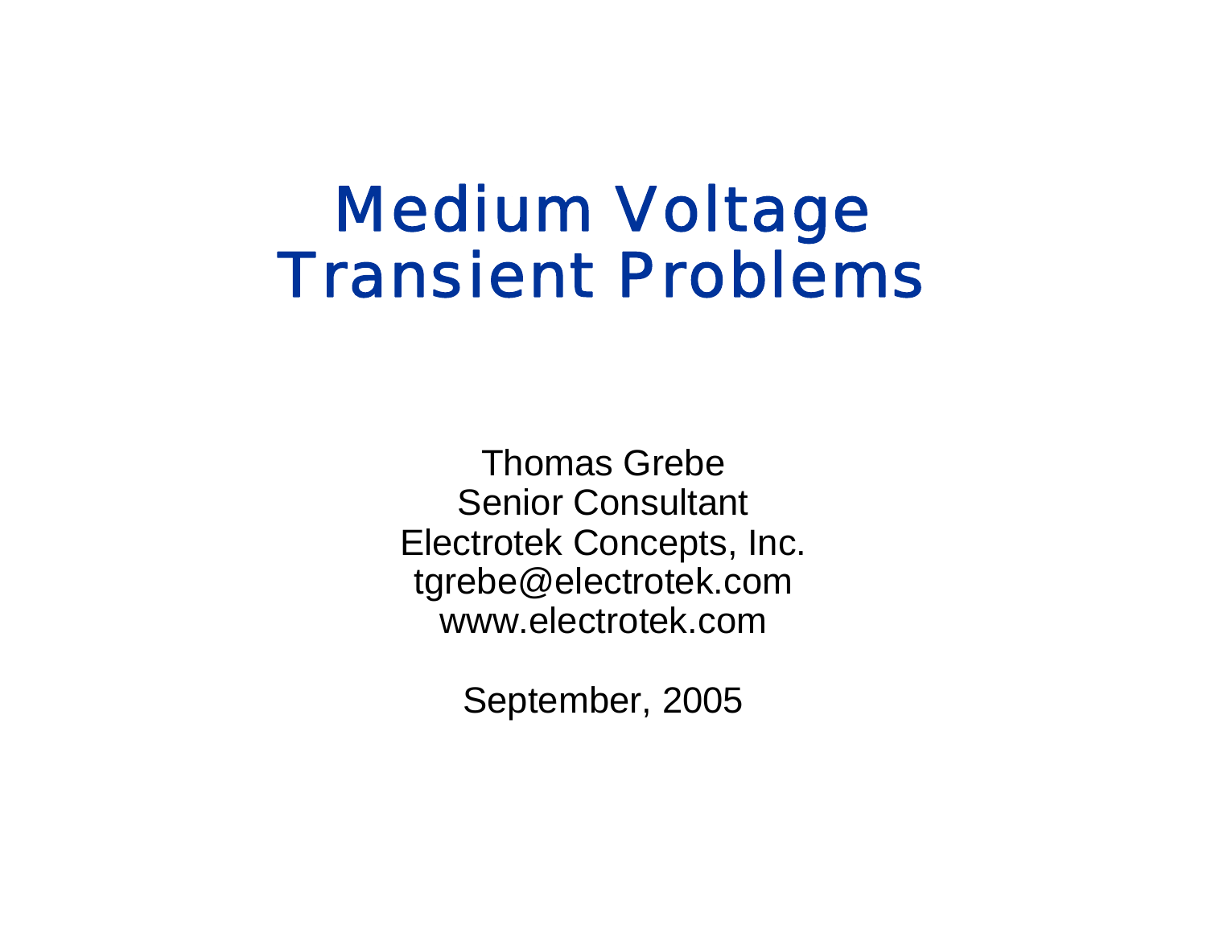# Medium Voltage Transient Problems

Thomas Grebe
Senior Consultant
Electrotek Concepts, Inc.
tgrebe@electrotek.com
www.electrotek.com

September, 2005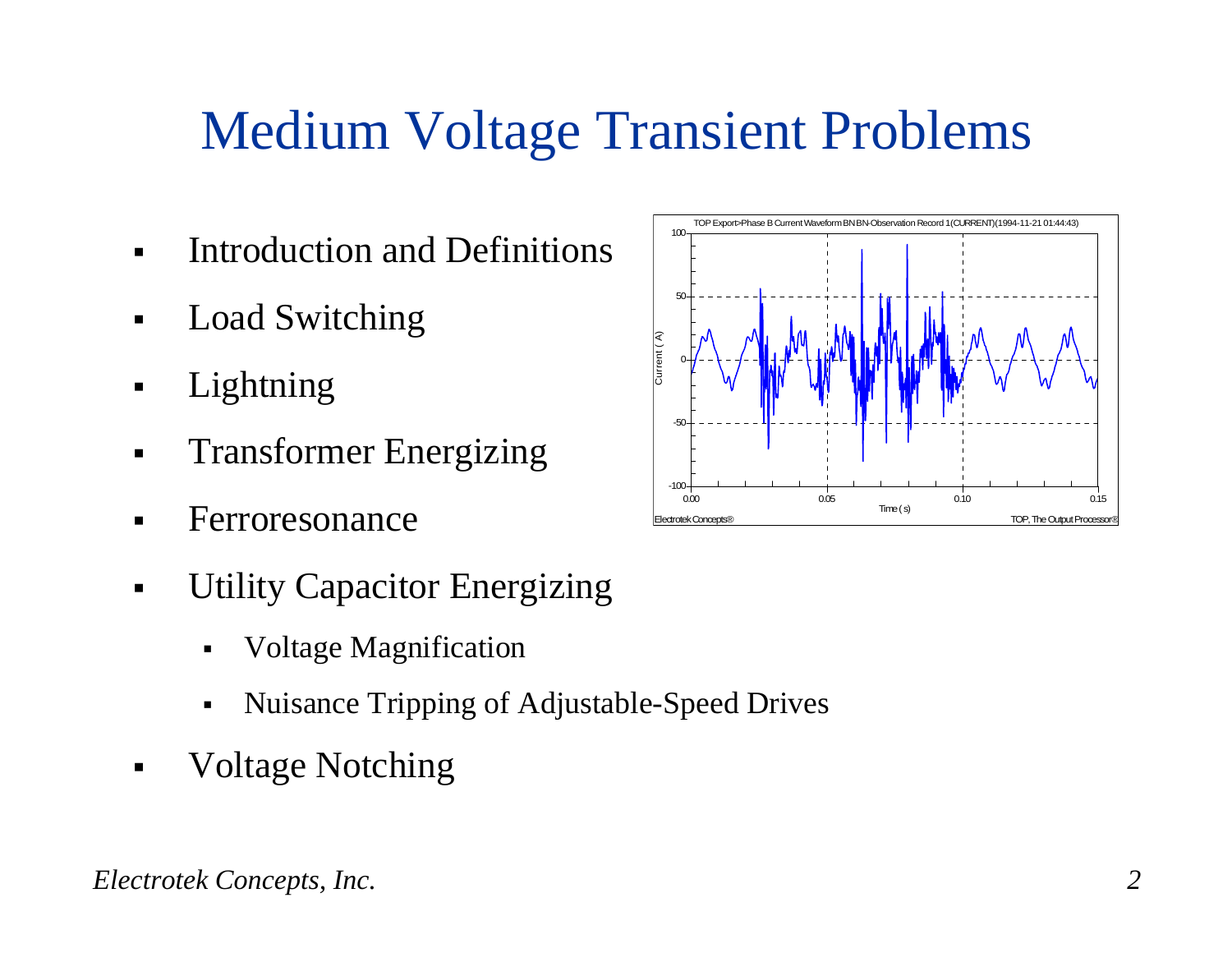# Medium Voltage Transient Problems

- Introduction and Definitions
- Load Switching
- Lightning
- Transformer Energizing
- Ferroresonance
- Utility Capacitor Energizing
  - Voltage Magnification
  - Nuisance Tripping of Adjustable-Speed Drives
- Voltage Notching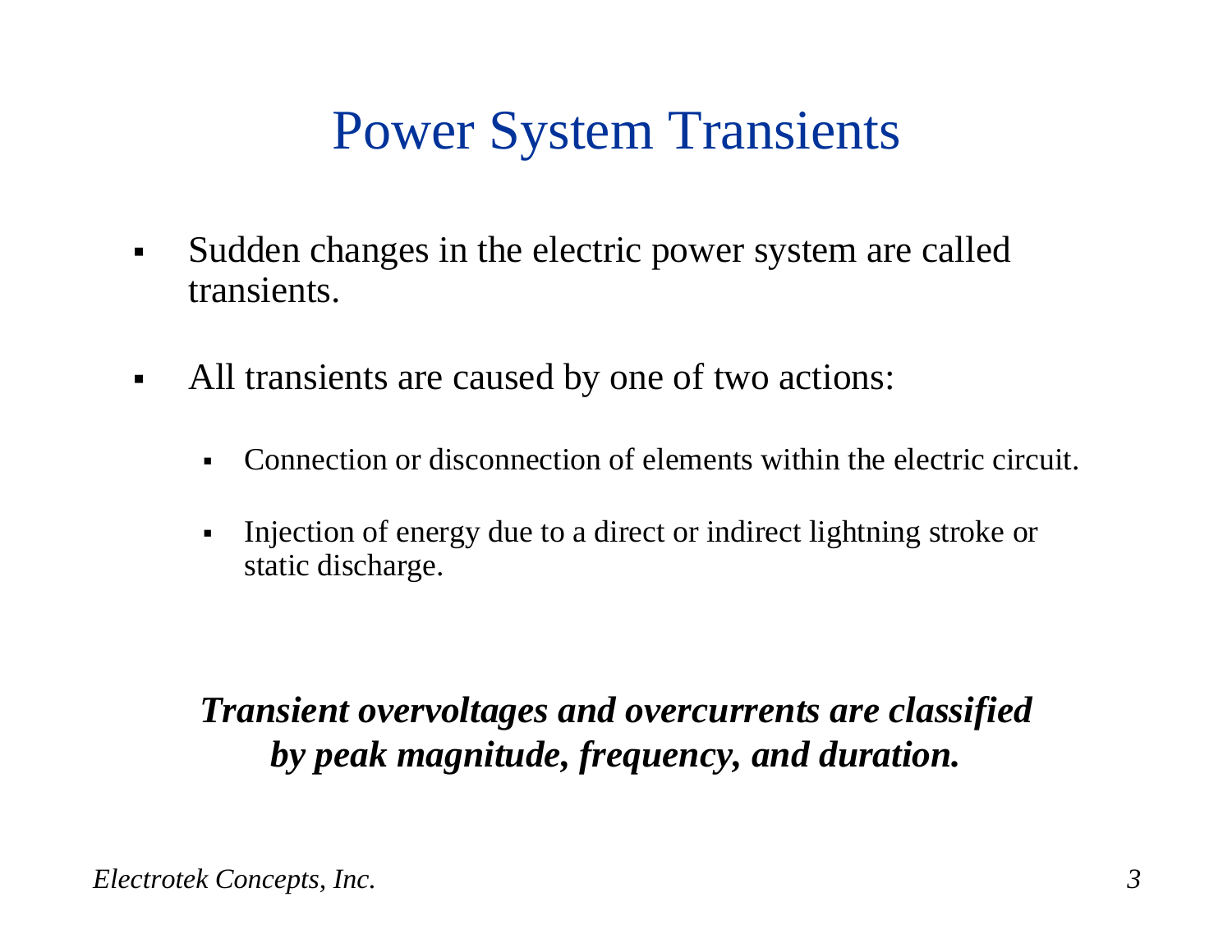# Power System Transients

- Sudden changes in the electric power system are called transients.
- All transients are caused by one of two actions:
  - Connection or disconnection of elements within the electric circuit.
  - Injection of energy due to a direct or indirect lightning stroke or static discharge.

***Transient overvoltages and overcurrents are classified by peak magnitude, frequency, and duration.***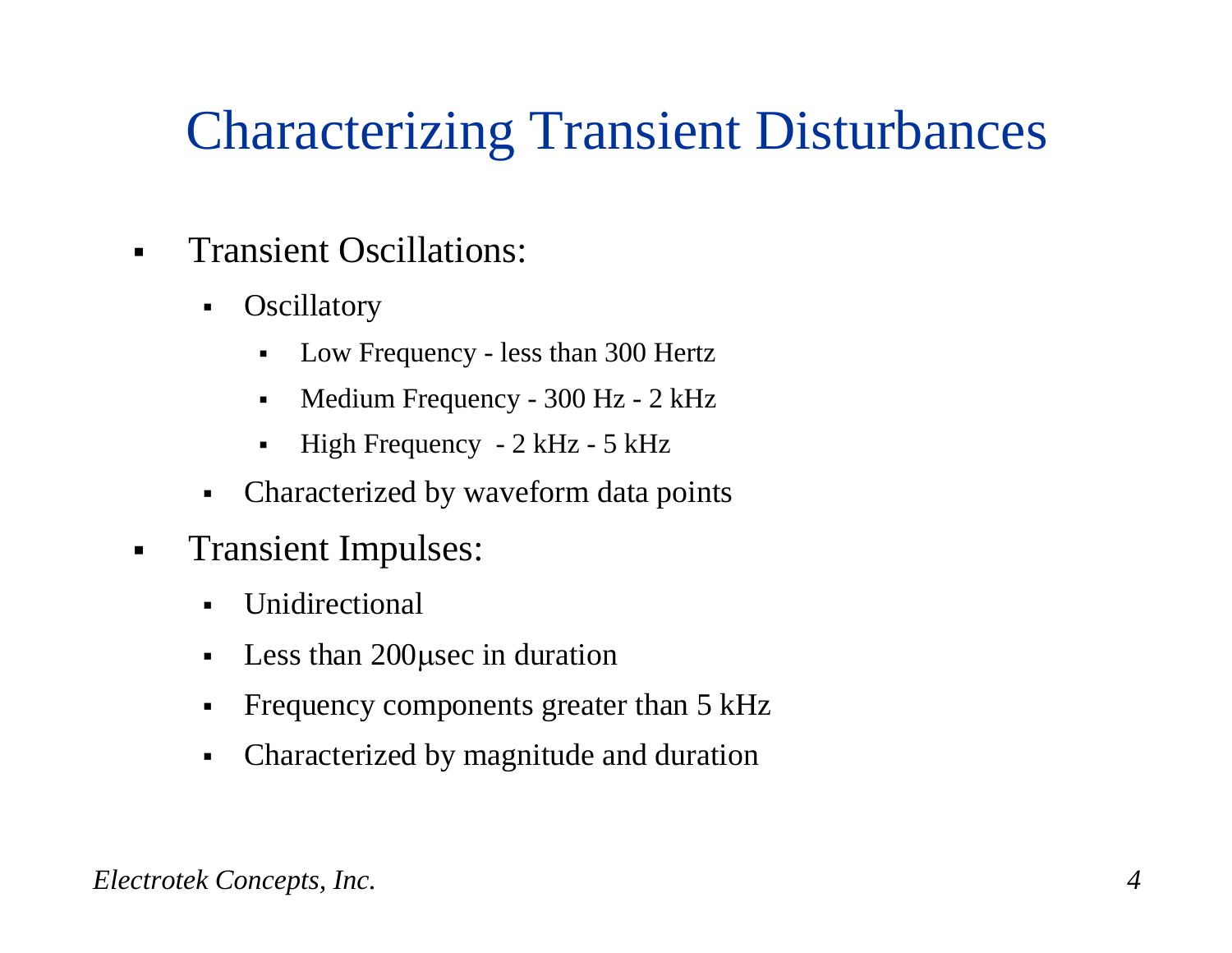# Characterizing Transient Disturbances

- Transient Oscillations:
  - Oscillatory
    - Low Frequency - less than 300 Hertz
    - Medium Frequency - 300 Hz - 2 kHz
    - High Frequency - 2 kHz - 5 kHz
  - Characterized by waveform data points
- Transient Impulses:
  - Unidirectional
  - Less than 200μsec in duration
  - Frequency components greater than 5 kHz
  - Characterized by magnitude and duration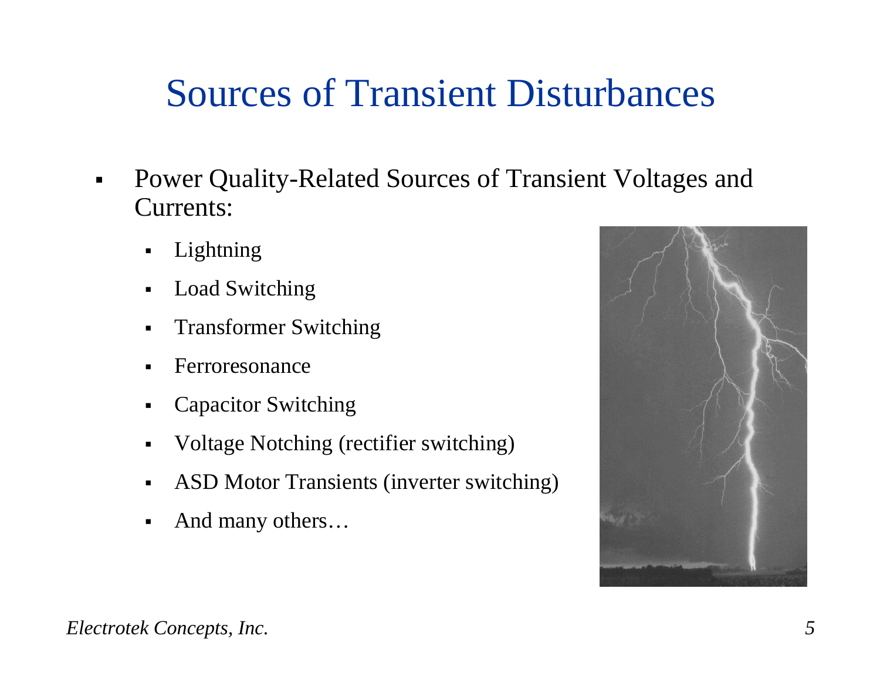# Sources of Transient Disturbances

- Power Quality-Related Sources of Transient Voltages and Currents:
  - Lightning
  - Load Switching
  - Transformer Switching
  - Ferroresonance
  - Capacitor Switching
  - Voltage Notching (rectifier switching)
  - ASD Motor Transients (inverter switching)
  - And many others…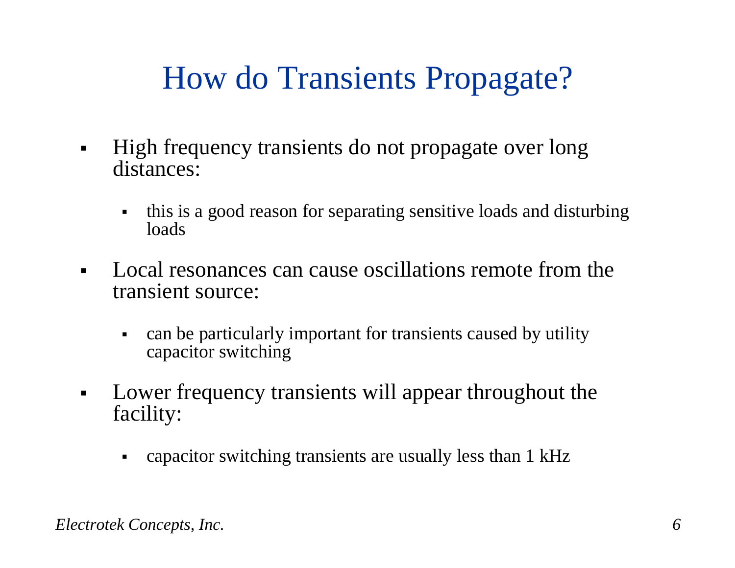# How do Transients Propagate?

- High frequency transients do not propagate over long distances:
  - this is a good reason for separating sensitive loads and disturbing loads
- Local resonances can cause oscillations remote from the transient source:
  - can be particularly important for transients caused by utility capacitor switching
- Lower frequency transients will appear throughout the facility:
  - capacitor switching transients are usually less than 1 kHz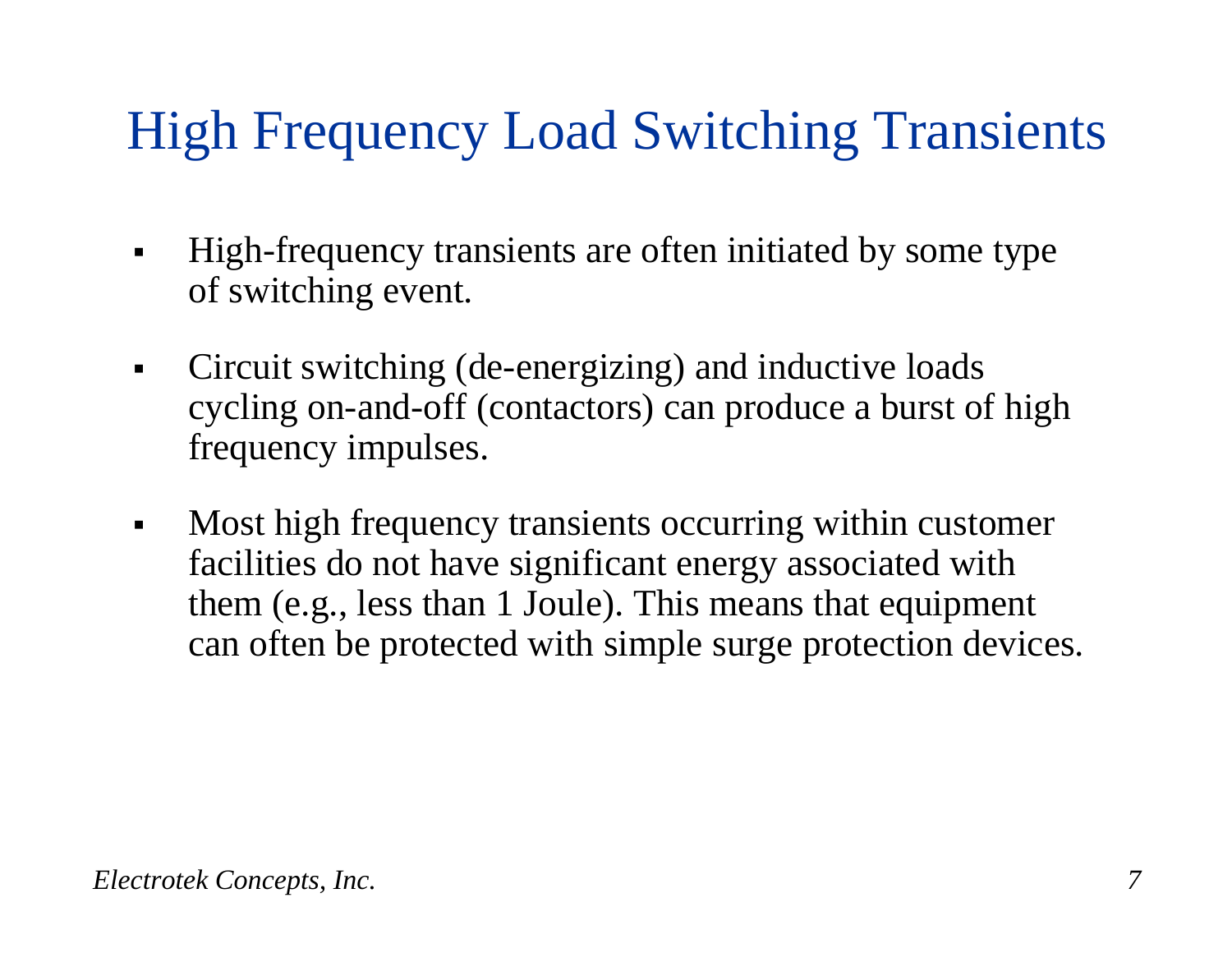# High Frequency Load Switching Transients

- High-frequency transients are often initiated by some type of switching event.
- Circuit switching (de-energizing) and inductive loads cycling on-and-off (contactors) can produce a burst of high frequency impulses.
- Most high frequency transients occurring within customer facilities do not have significant energy associated with them (e.g., less than 1 Joule). This means that equipment can often be protected with simple surge protection devices.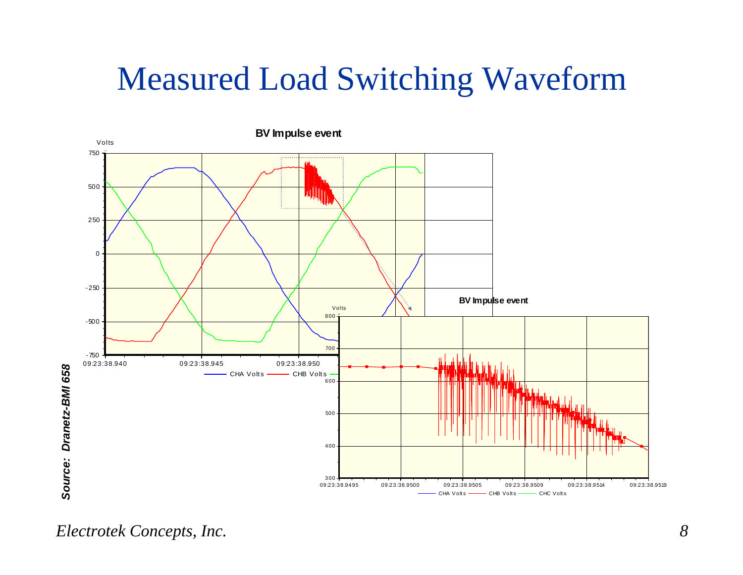# Measured Load Switching Waveform

**BV Impulse event**

Volts

750, 500, 250, 0, -250, -500, -750

09:23:38.940 — 09:23:38.945 — 09:23:38.950

CHA Volts — CHB Volts — CHC Volts

**BV Impulse event**

Volts

800, 700, 600, 500, 400, 300

09:23:38.9495 — 09:23:38.9500 — 09:23:38.9505 — 09:23:38.9509 — 09:23:38.9514 — 09:23:38.9519

CHA Volts — CHB Volts — CHC Volts

***Source: Dranetz-BMI 658***

*Electrotek Concepts, Inc.*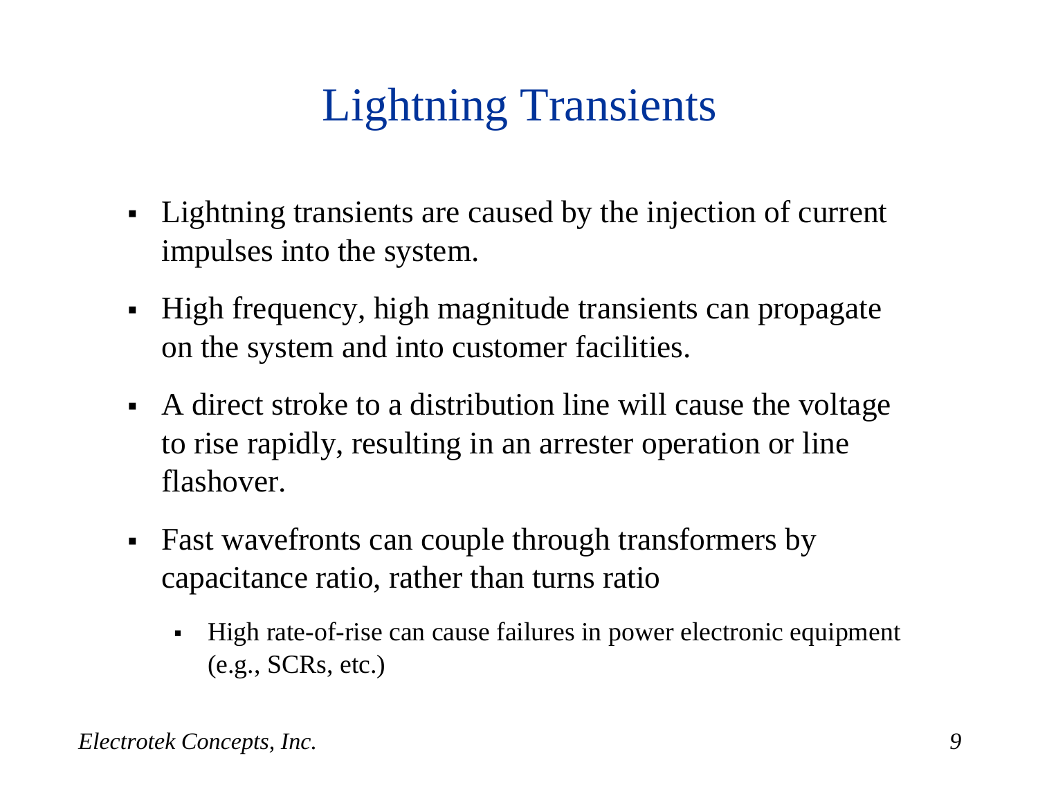# Lightning Transients

- Lightning transients are caused by the injection of current impulses into the system.
- High frequency, high magnitude transients can propagate on the system and into customer facilities.
- A direct stroke to a distribution line will cause the voltage to rise rapidly, resulting in an arrester operation or line flashover.
- Fast wavefronts can couple through transformers by capacitance ratio, rather than turns ratio
  - High rate-of-rise can cause failures in power electronic equipment (e.g., SCRs, etc.)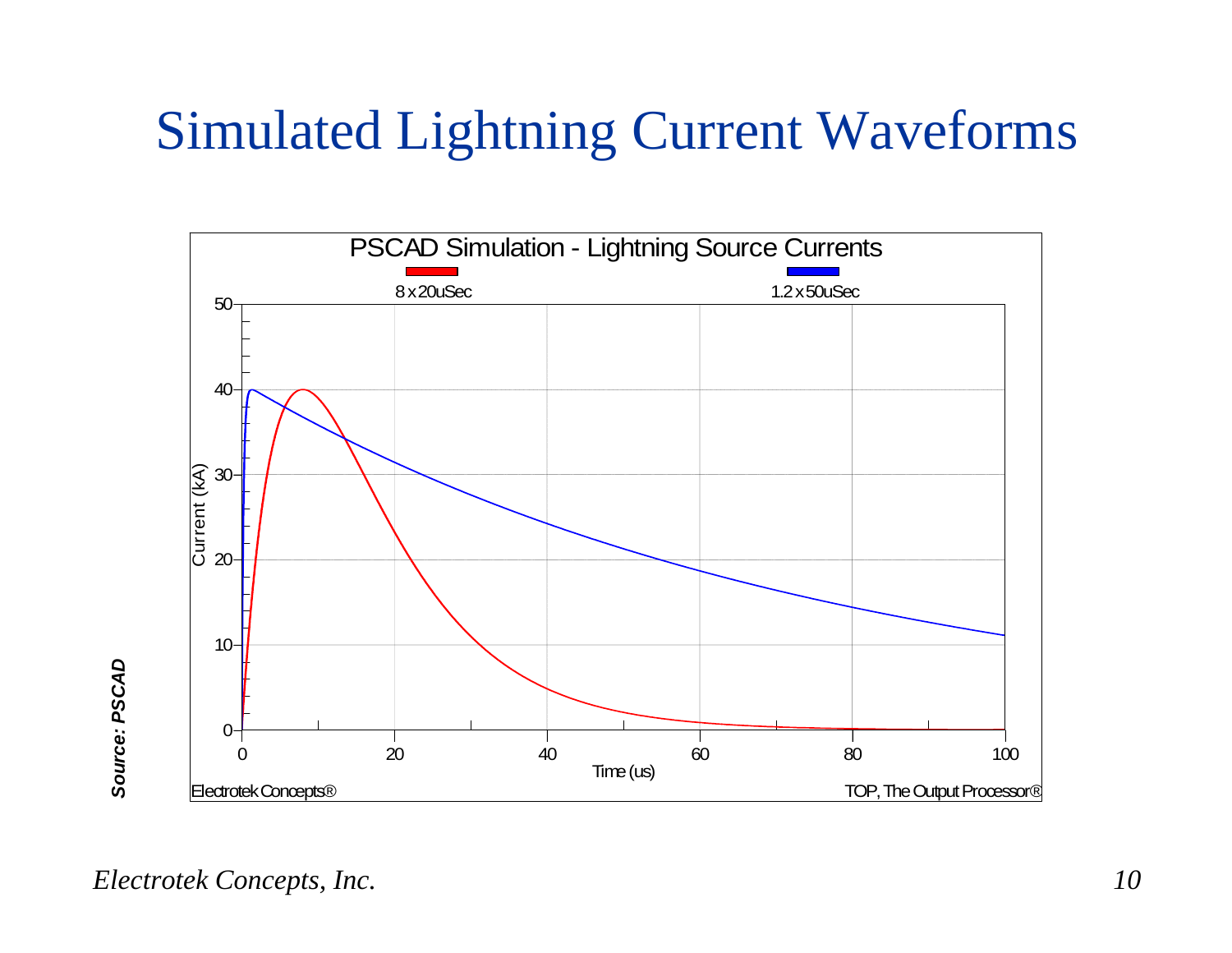# Simulated Lightning Current Waveforms

PSCAD Simulation - Lightning Source Currents

8 x 20uSec

1.2 x 50uSec

Current (kA)

Time (us)

Electrotek Concepts®

TOP, The Output Processor®

*Source: PSCAD*

*Electrotek Concepts, Inc.*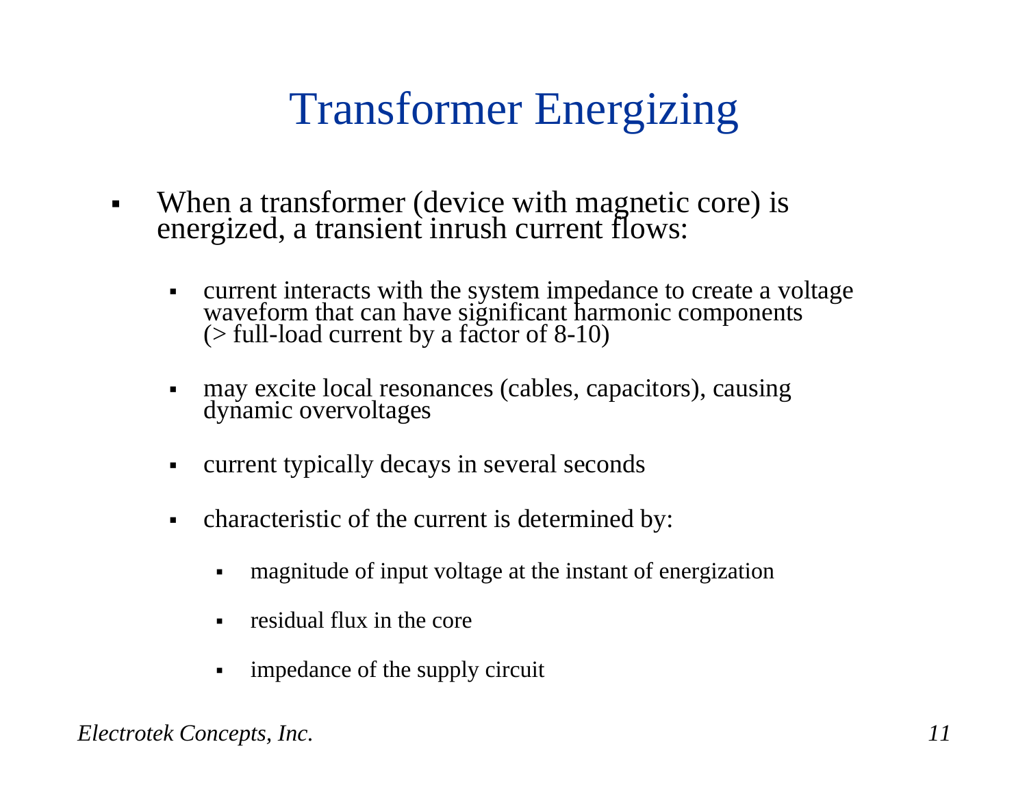# Transformer Energizing

- When a transformer (device with magnetic core) is energized, a transient inrush current flows:
  - current interacts with the system impedance to create a voltage waveform that can have significant harmonic components (> full-load current by a factor of 8-10)
  - may excite local resonances (cables, capacitors), causing dynamic overvoltages
  - current typically decays in several seconds
  - characteristic of the current is determined by:
    - magnitude of input voltage at the instant of energization
    - residual flux in the core
    - impedance of the supply circuit

*Electrotek Concepts, Inc.*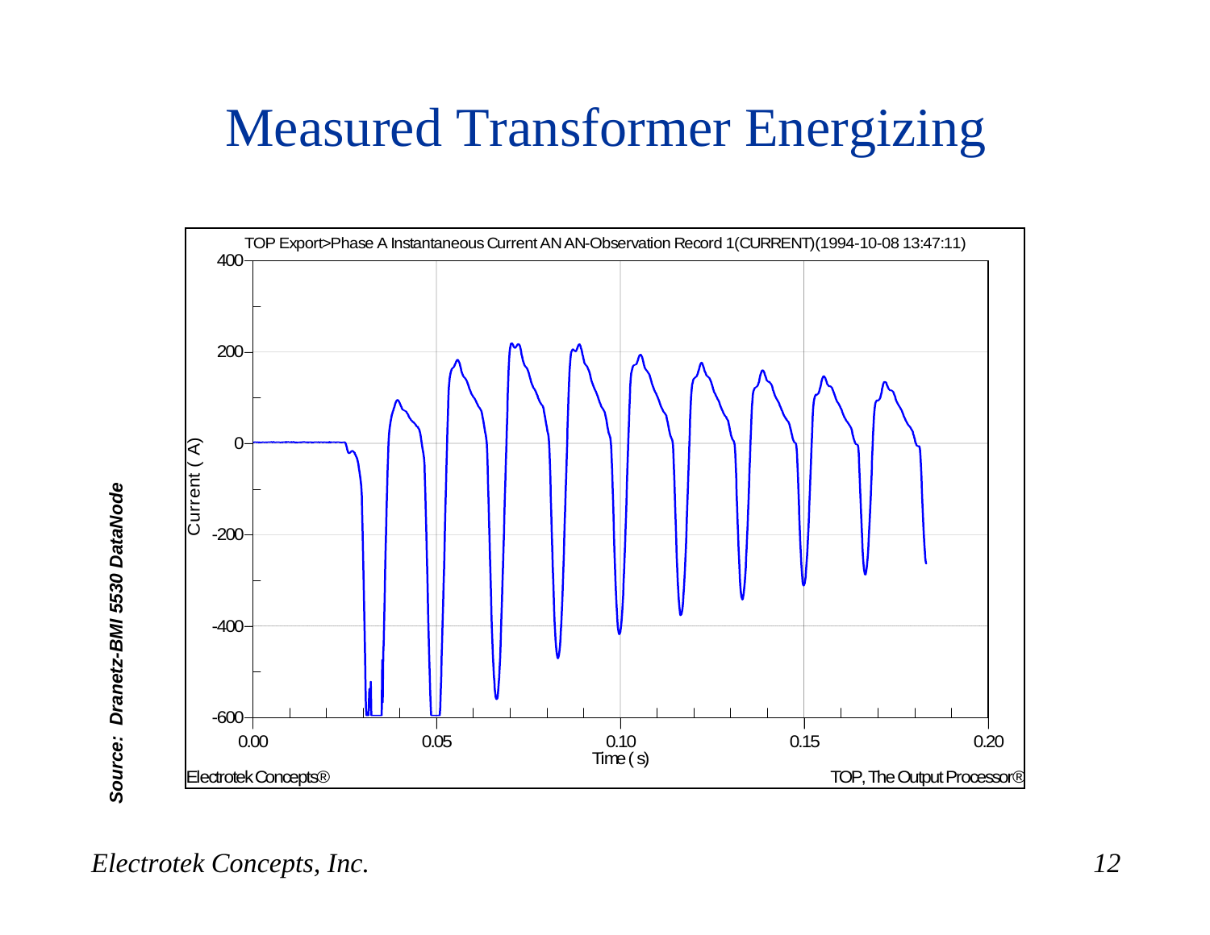# Measured Transformer Energizing

TOP Export>Phase A Instantaneous Current AN AN-Observation Record 1(CURRENT)(1994-10-08 13:47:11)

Electrotek Concepts®

TOP, The Output Processor®

***Source: Dranetz-BMI 5530 DataNode***

*Electrotek Concepts, Inc.*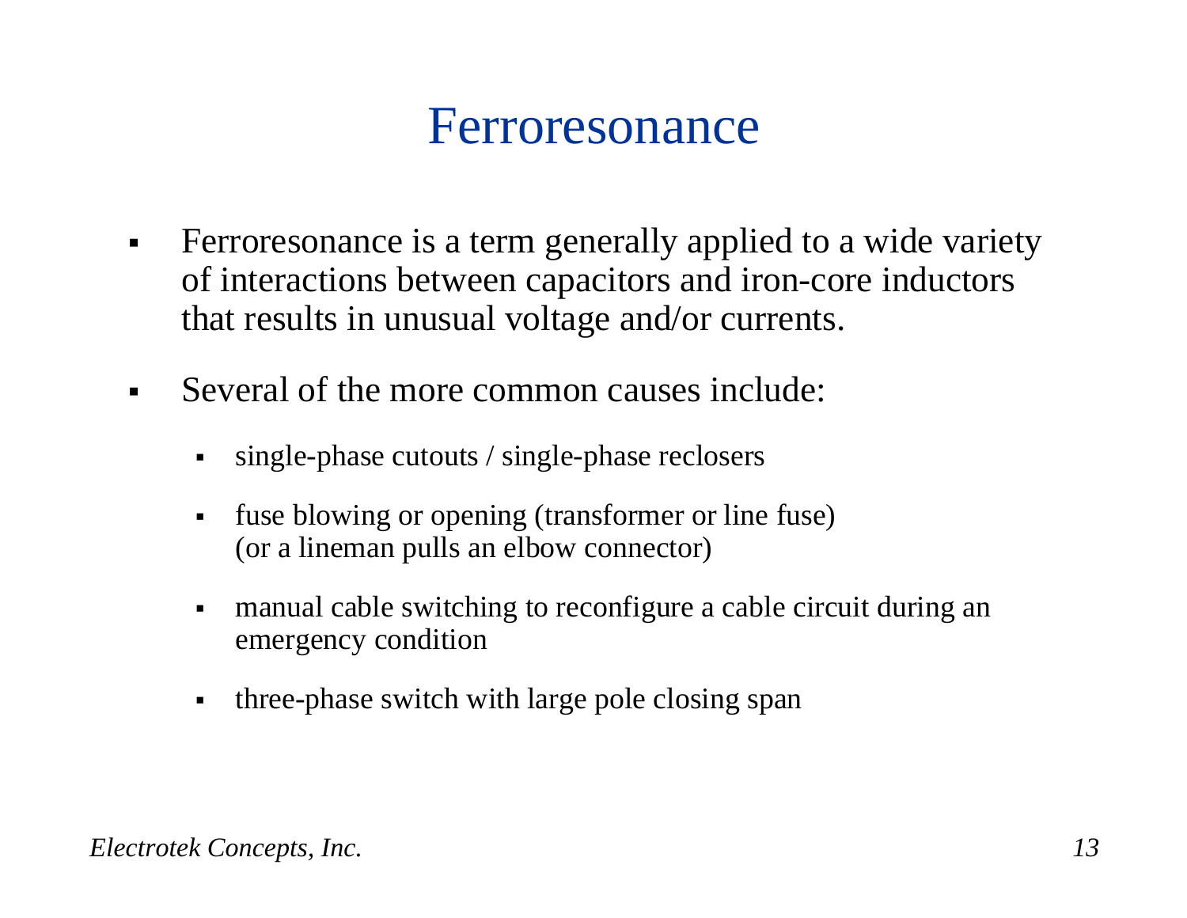# Ferroresonance

- Ferroresonance is a term generally applied to a wide variety of interactions between capacitors and iron-core inductors that results in unusual voltage and/or currents.

- Several of the more common causes include:

  - single-phase cutouts / single-phase reclosers

  - fuse blowing or opening (transformer or line fuse) (or a lineman pulls an elbow connector)

  - manual cable switching to reconfigure a cable circuit during an emergency condition

  - three-phase switch with large pole closing span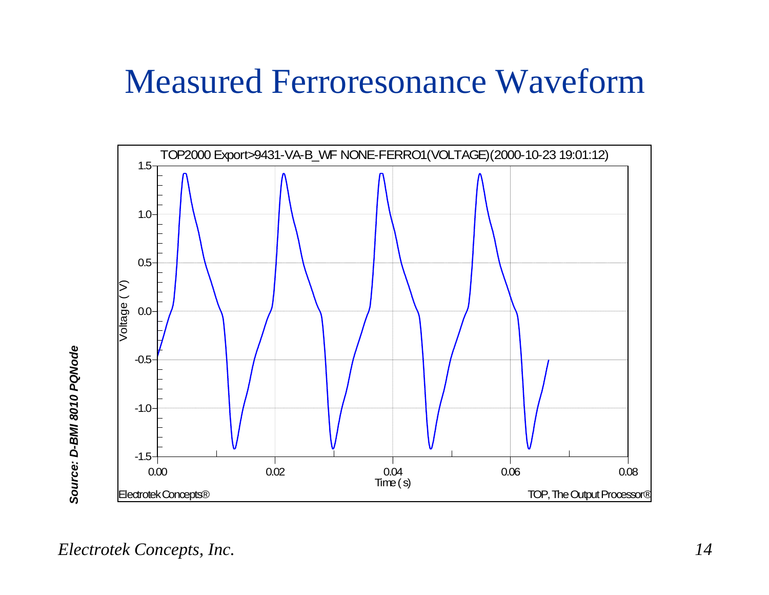# Measured Ferroresonance Waveform

TOP2000 Export>9431-VA-B_WF NONE-FERRO1(VOLTAGE)(2000-10-23 19:01:12)

Voltage ( V)

Time ( s)

Electrotek Concepts®

TOP, The Output Processor®

***Source: D-BMI 8010 PQNode***

*Electrotek Concepts, Inc.*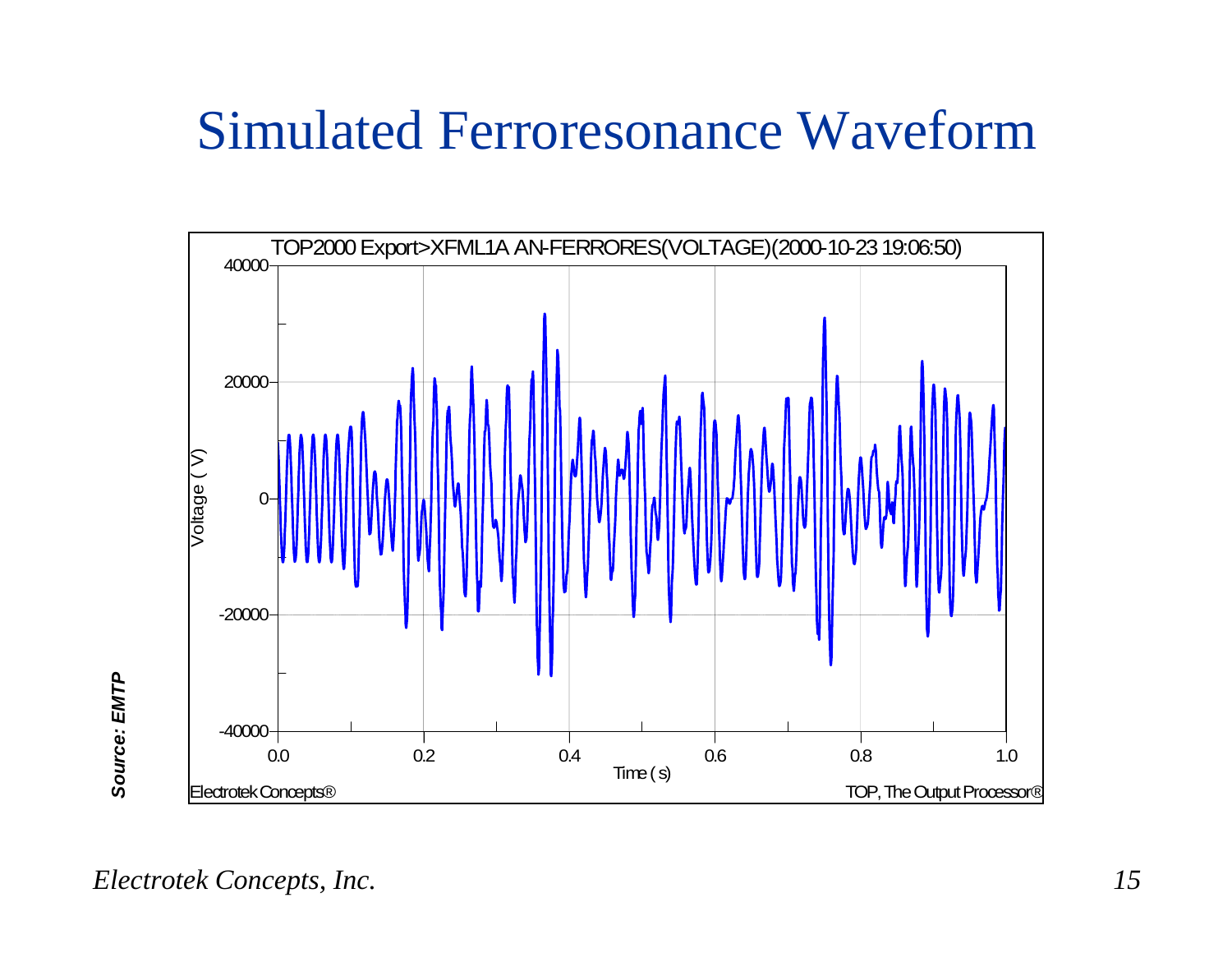# Simulated Ferroresonance Waveform

TOP2000 Export>XFML1A AN-FERRORES(VOLTAGE)(2000-10-23 19:06:50)

Voltage ( V )

Time ( s )

Electrotek Concepts®

TOP, The Output Processor®

***Source: EMTP***

*Electrotek Concepts, Inc.*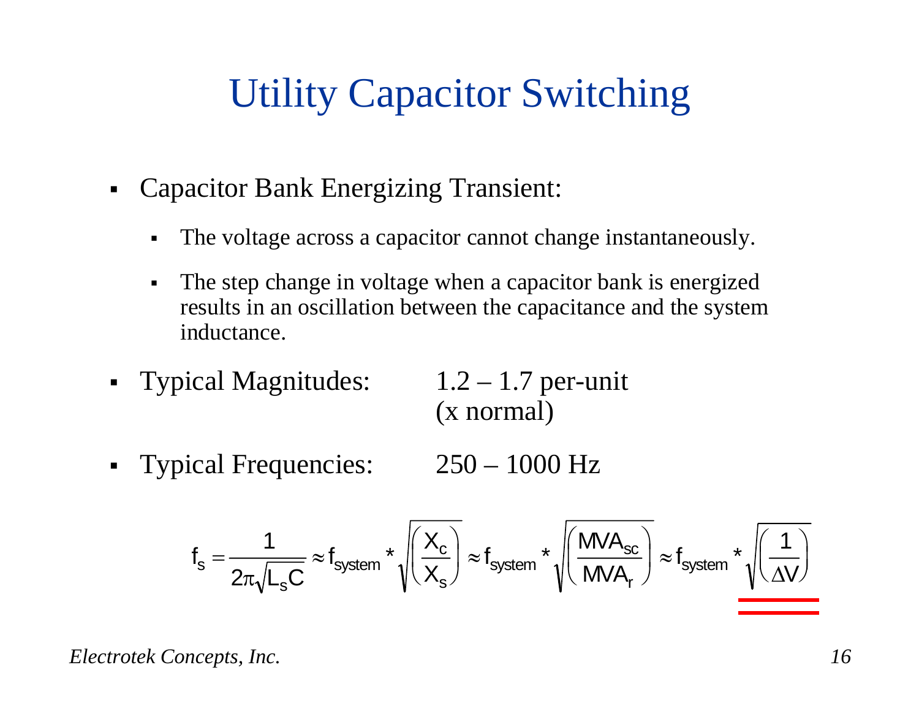# Utility Capacitor Switching

- Capacitor Bank Energizing Transient:
  - The voltage across a capacitor cannot change instantaneously.
  - The step change in voltage when a capacitor bank is energized results in an oscillation between the capacitance and the system inductance.
- Typical Magnitudes: 1.2 – 1.7 per-unit (x normal)
- Typical Frequencies: 250 – 1000 Hz

$$f_s = \frac{1}{2\pi\sqrt{L_s C}} \approx f_{system} * \sqrt{\left(\frac{X_c}{X_s}\right)} \approx f_{system} * \sqrt{\left(\frac{MVA_{sc}}{MVA_r}\right)} \approx f_{system} * \sqrt{\left(\frac{1}{\Delta V}\right)}$$

*Electrotek Concepts, Inc.*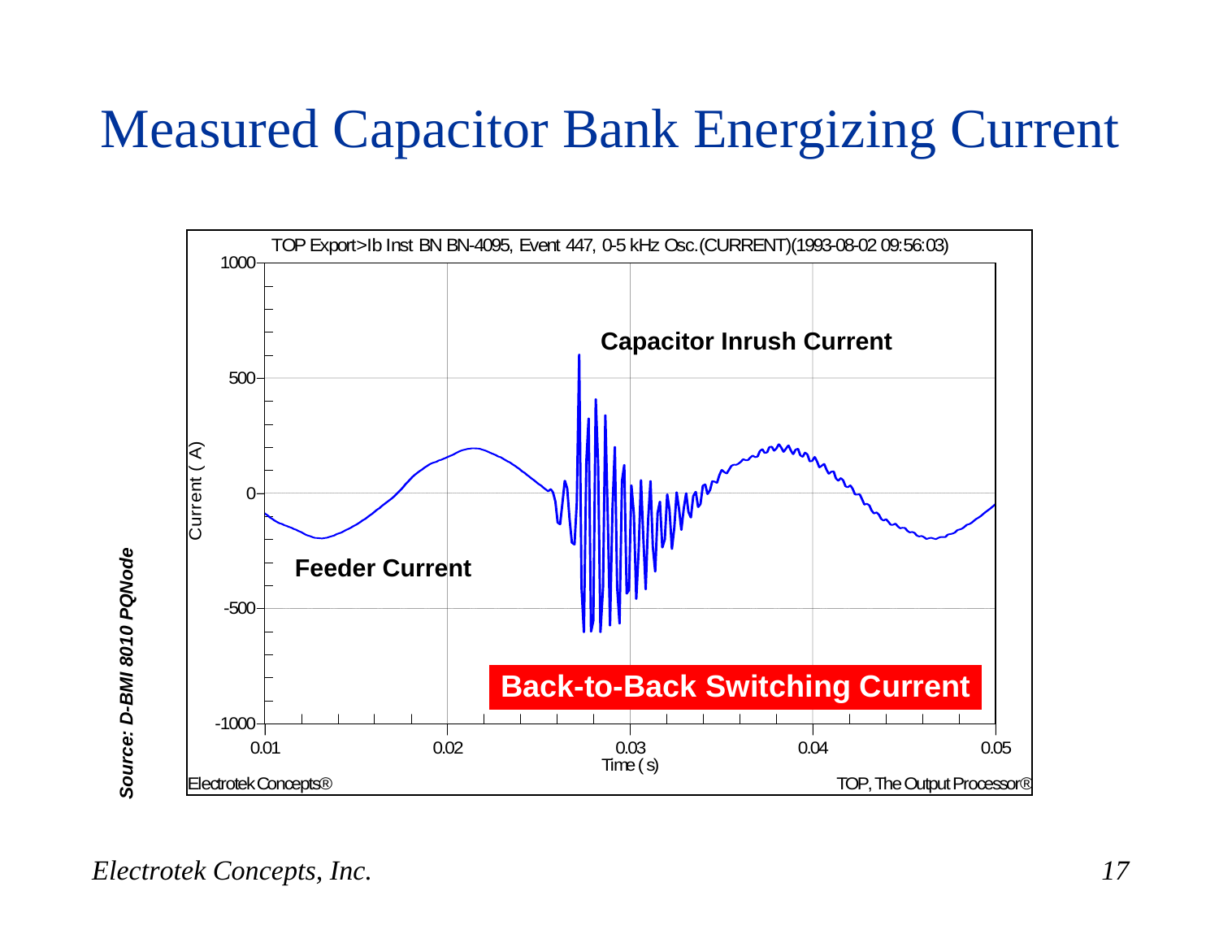# Measured Capacitor Bank Energizing Current

TOP Export>Ib Inst BN BN-4095, Event 447, 0-5 kHz Osc.(CURRENT)(1993-08-02 09:56:03)

**Capacitor Inrush Current**

**Feeder Current**

**Back-to-Back Switching Current**

Current ( A )

Time ( s )

Electrotek Concepts®

TOP, The Output Processor®

*Source: D-BMI 8010 PQNode*

*Electrotek Concepts, Inc.*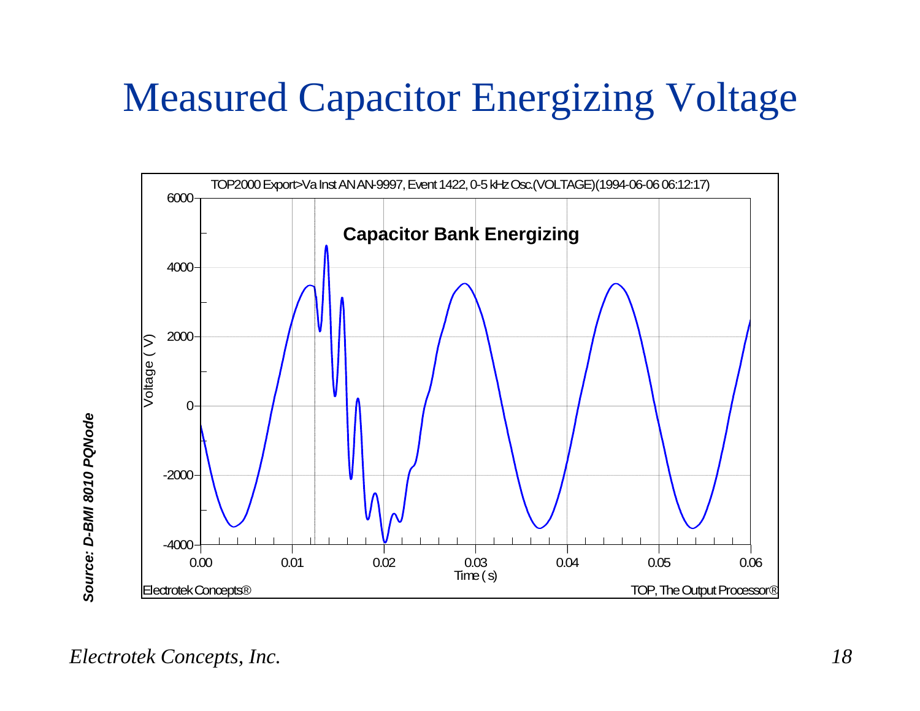# Measured Capacitor Energizing Voltage

TOP2000 Export>Va Inst AN AN-9997, Event 1422, 0-5 kHz Osc.(VOLTAGE)(1994-06-06 06:12:17)

**Capacitor Bank Energizing**

Voltage ( V )

Time ( s )

Electrotek Concepts®

TOP, The Output Processor®

***Source: D-BMI 8010 PQNode***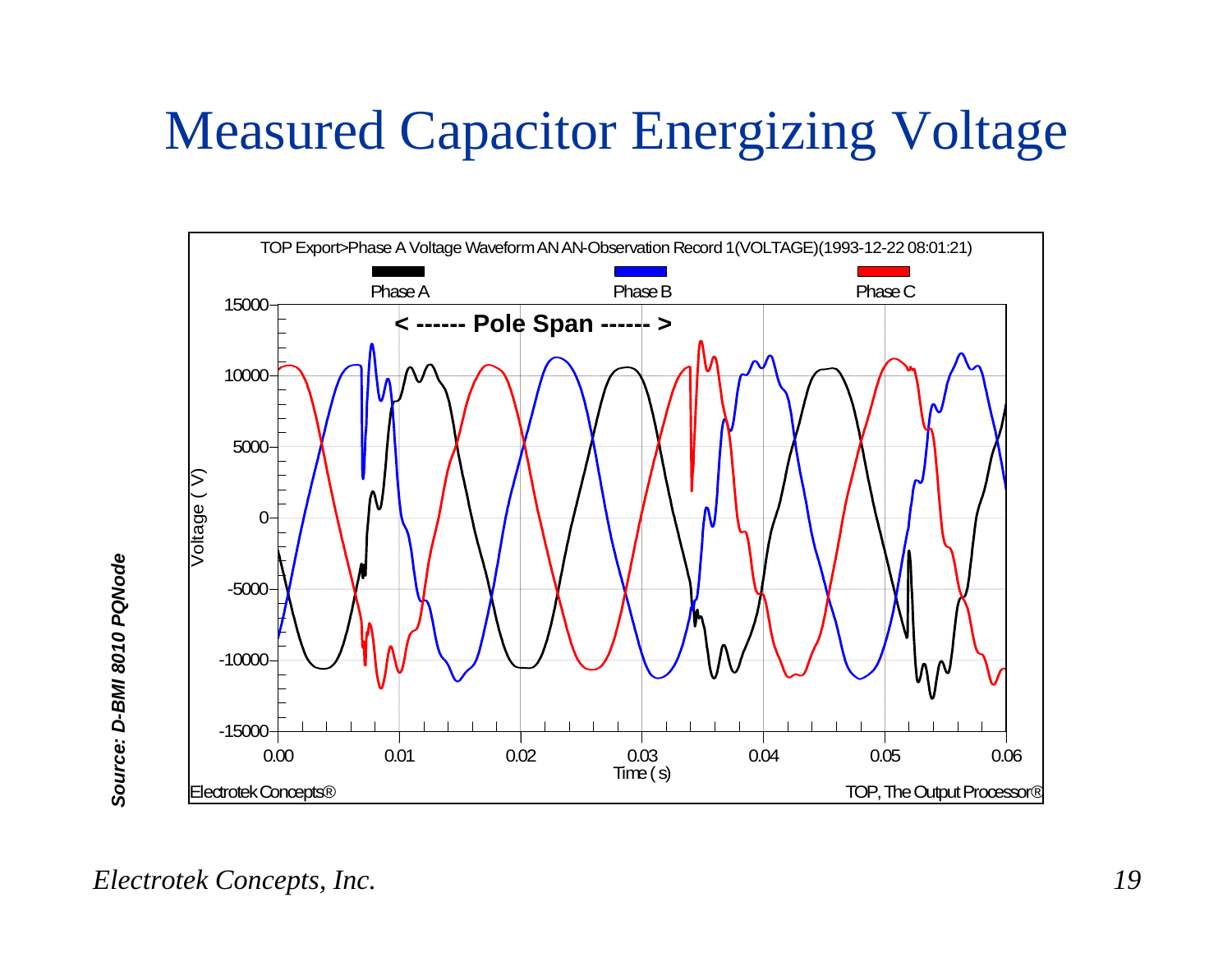# Measured Capacitor Energizing Voltage

TOP Export>Phase A Voltage Waveform AN AN-Observation Record 1(VOLTAGE)(1993-12-22 08:01:21)

Phase A Phase B Phase C

< ------ Pole Span ------ >

Voltage ( V )

Time ( s )

Electrotek Concepts®

TOP, The Output Processor®

*Source: D-BMI 8010 PQNode*

*Electrotek Concepts, Inc.*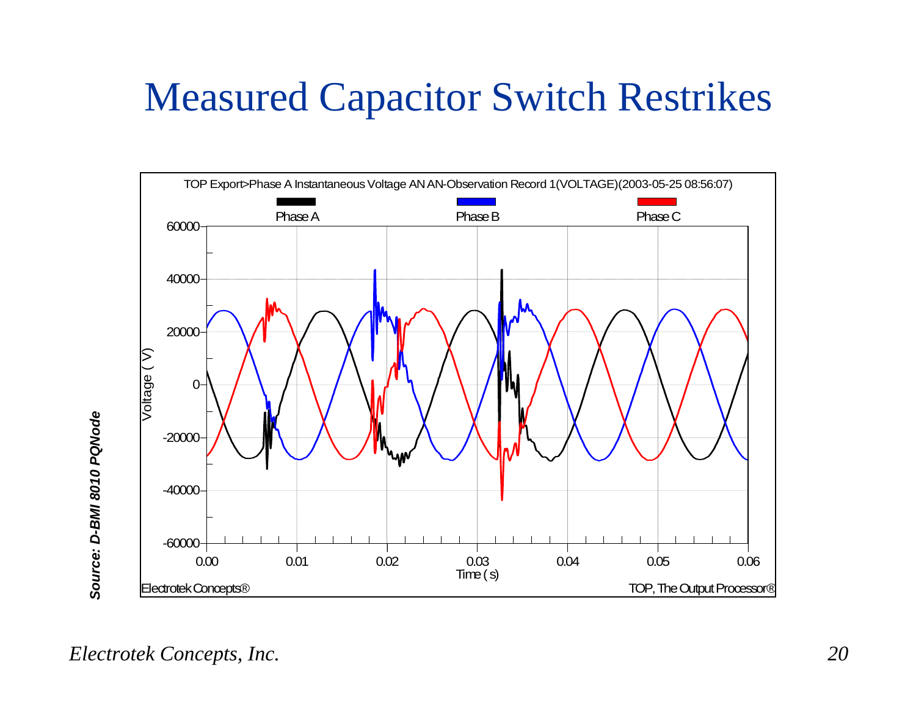# Measured Capacitor Switch Restrikes

TOP Export>Phase A Instantaneous Voltage AN AN-Observation Record 1(VOLTAGE)(2003-05-25 08:56:07)

Phase A | Phase B | Phase C

Voltage ( V ): 60000, 40000, 20000, 0, -20000, -40000, -60000

Time ( s ): 0.00, 0.01, 0.02, 0.03, 0.04, 0.05, 0.06

Electrotek Concepts® | TOP, The Output Processor®

*Source: D-BMI 8010 PQNode*

*Electrotek Concepts, Inc.*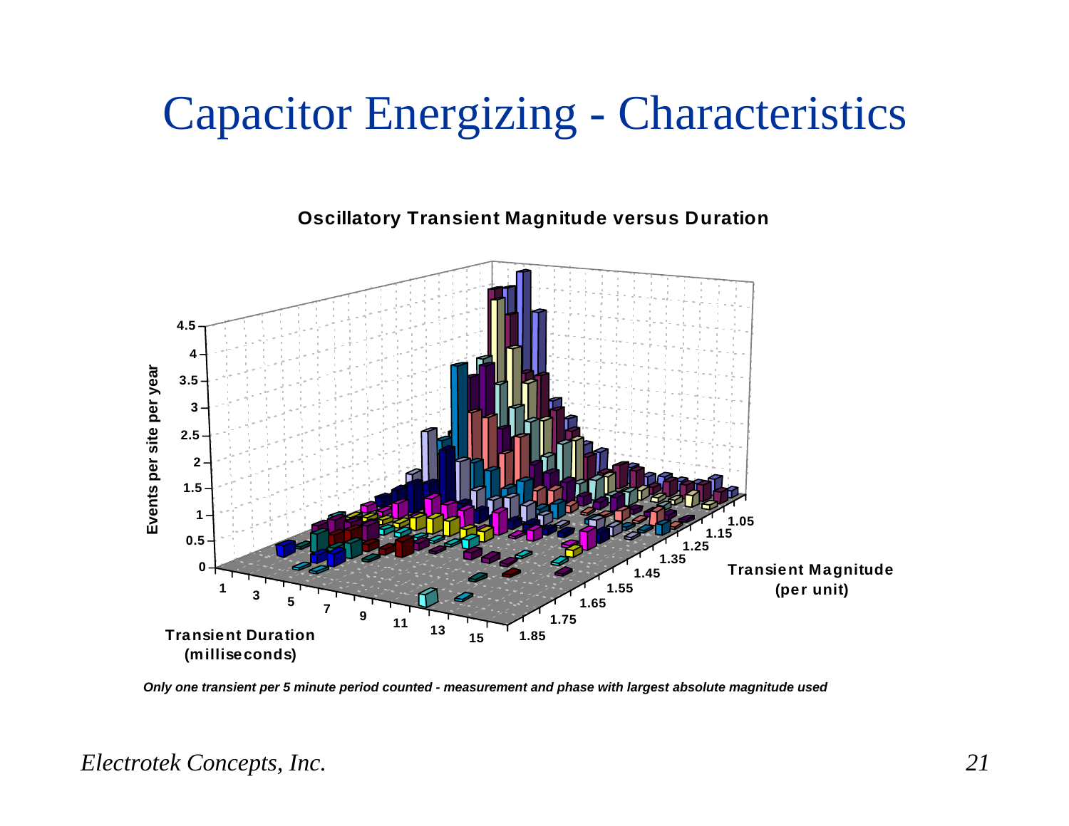# Capacitor Energizing - Characteristics

**Oscillatory Transient Magnitude versus Duration**

*Only one transient per 5 minute period counted - measurement and phase with largest absolute magnitude used*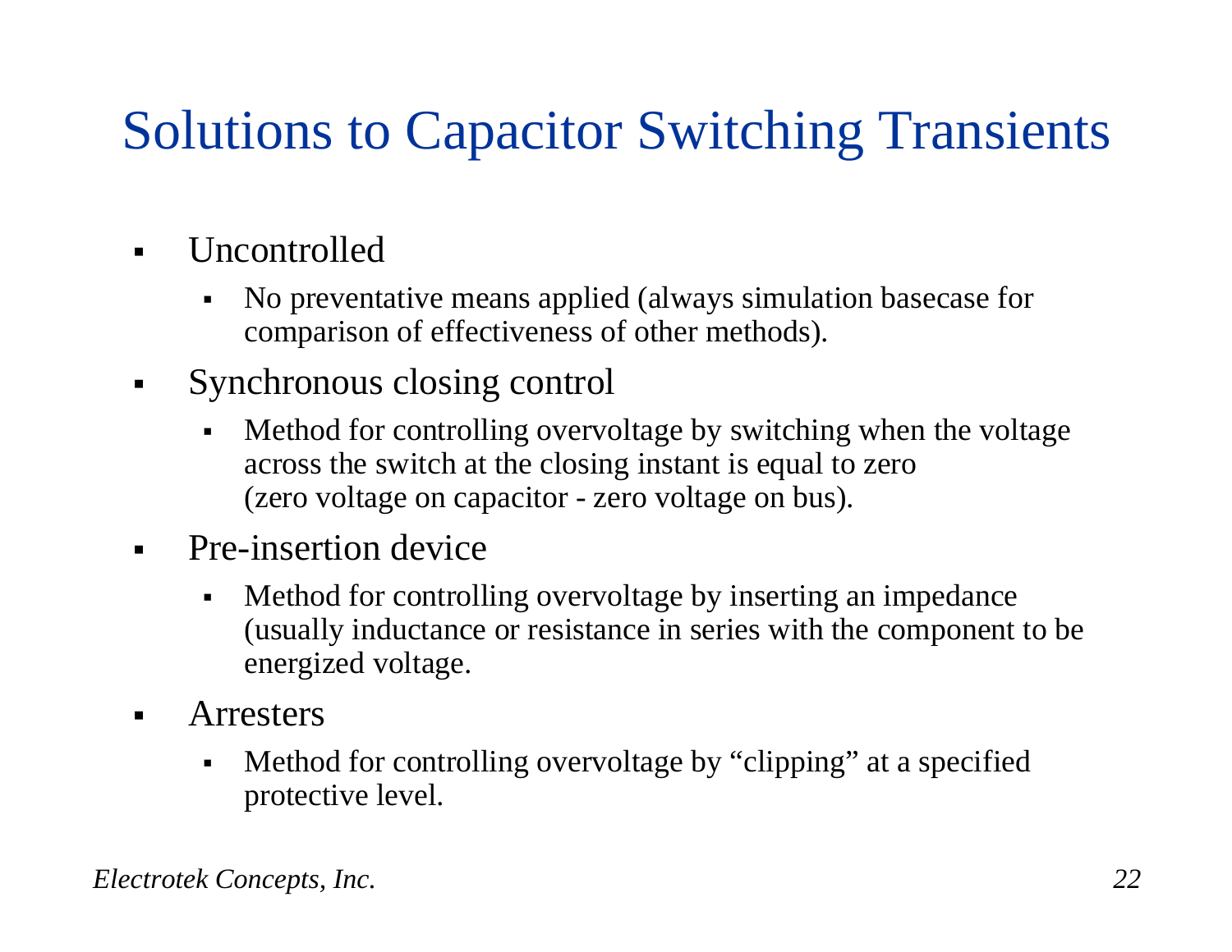# Solutions to Capacitor Switching Transients

- Uncontrolled
  - No preventative means applied (always simulation basecase for comparison of effectiveness of other methods).
- Synchronous closing control
  - Method for controlling overvoltage by switching when the voltage across the switch at the closing instant is equal to zero (zero voltage on capacitor - zero voltage on bus).
- Pre-insertion device
  - Method for controlling overvoltage by inserting an impedance (usually inductance or resistance in series with the component to be energized voltage.
- Arresters
  - Method for controlling overvoltage by “clipping” at a specified protective level.

*Electrotek Concepts, Inc.*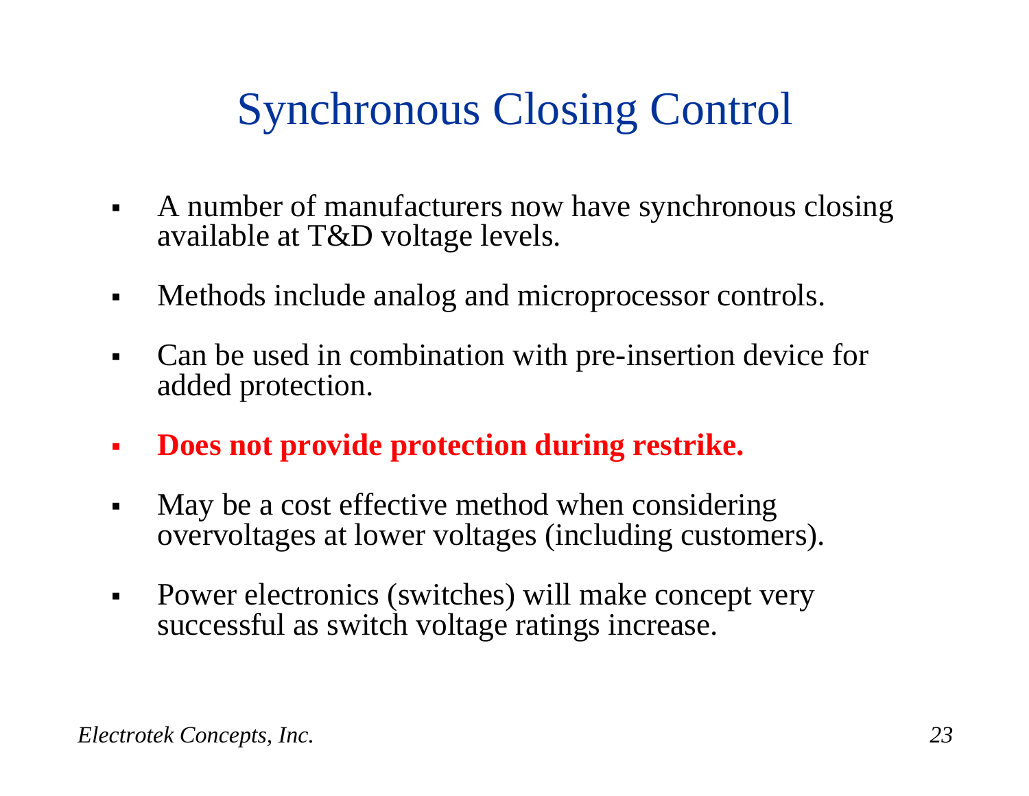# Synchronous Closing Control

- A number of manufacturers now have synchronous closing available at T&D voltage levels.
- Methods include analog and microprocessor controls.
- Can be used in combination with pre-insertion device for added protection.
- **Does not provide protection during restrike.**
- May be a cost effective method when considering overvoltages at lower voltages (including customers).
- Power electronics (switches) will make concept very successful as switch voltage ratings increase.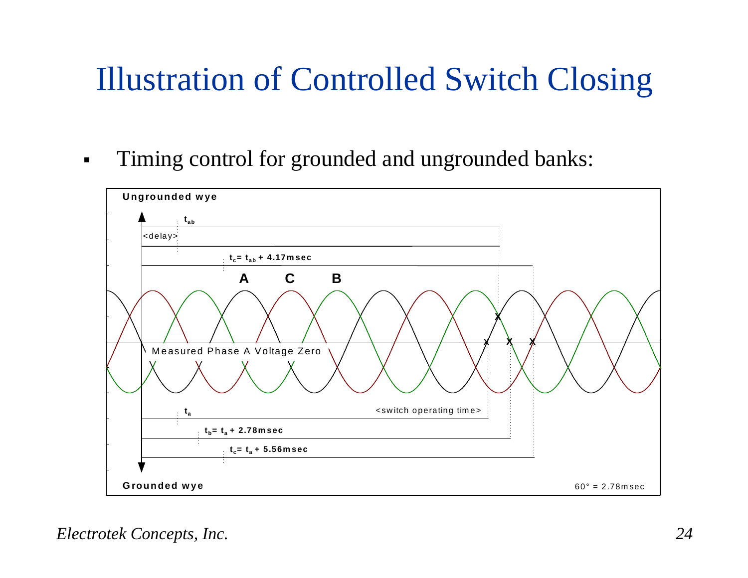# Illustration of Controlled Switch Closing

- Timing control for grounded and ungrounded banks:

**Ungrounded wye**

$t_{ab}$

<delay>

$t_c = t_{ab} + 4.17\text{msec}$

**A** **C** **B**

Measured Phase A Voltage Zero

$t_a$

<switch operating time>

$t_b = t_a + 2.78\text{msec}$

$t_c = t_a + 5.56\text{msec}$

**Grounded wye**

60° = 2.78msec

*Electrotek Concepts, Inc.*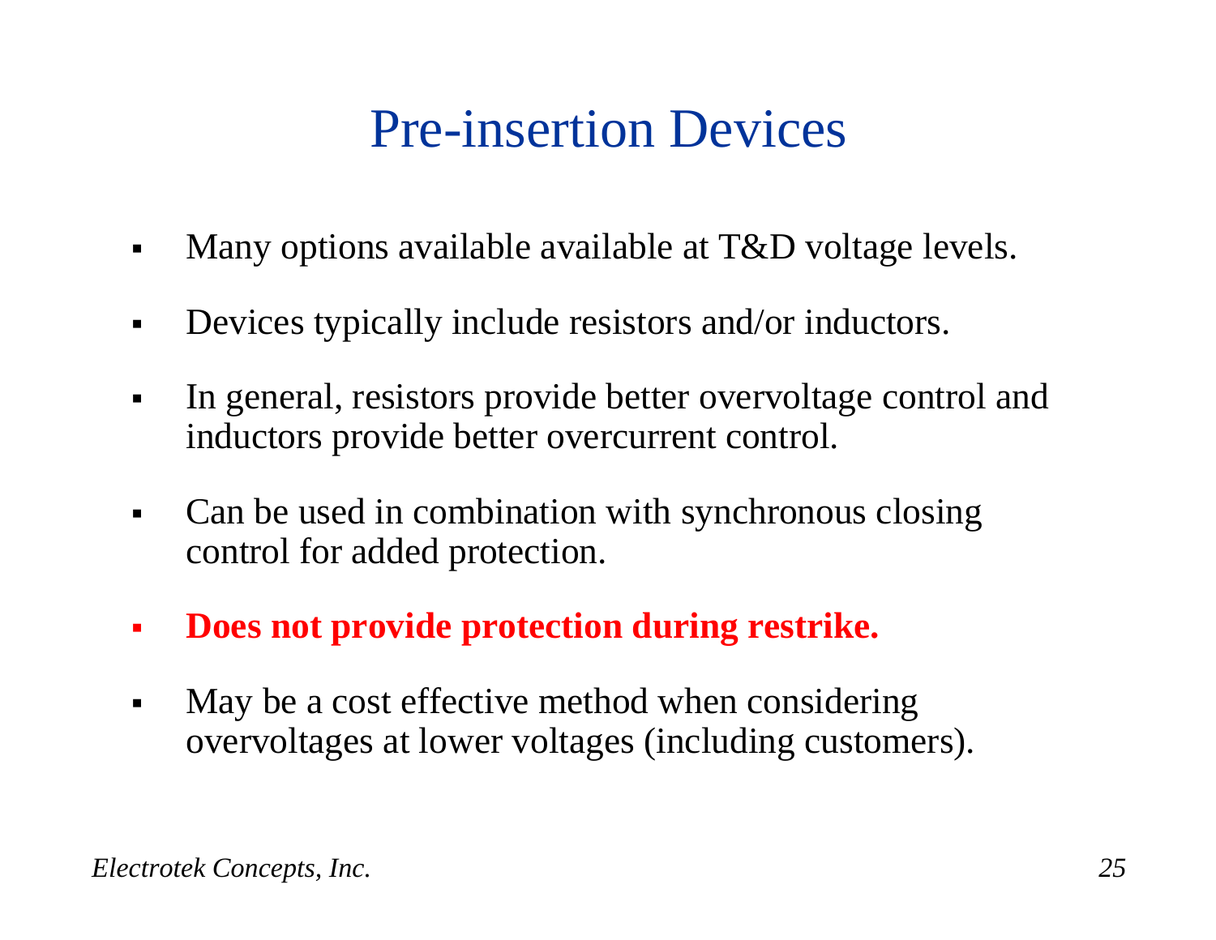# Pre-insertion Devices

- Many options available available at T&D voltage levels.
- Devices typically include resistors and/or inductors.
- In general, resistors provide better overvoltage control and inductors provide better overcurrent control.
- Can be used in combination with synchronous closing control for added protection.
- **Does not provide protection during restrike.**
- May be a cost effective method when considering overvoltages at lower voltages (including customers).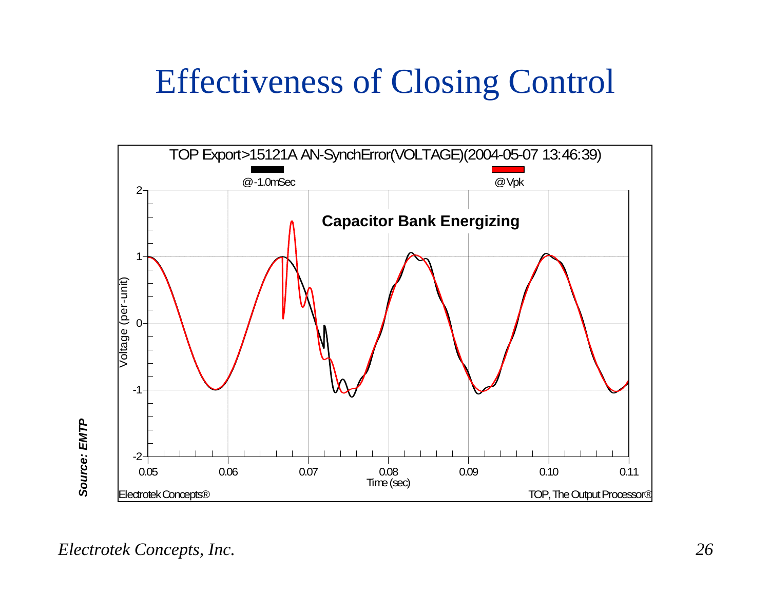# Effectiveness of Closing Control

TOP Export>15121A AN-SynchError(VOLTAGE)(2004-05-07 13:46:39)

@-1.0mSec

@Vpk

**Capacitor Bank Energizing**

Voltage (per-unit)

Time (sec)

Electrotek Concepts®

TOP, The Output Processor®

***Source: EMTP***

*Electrotek Concepts, Inc.*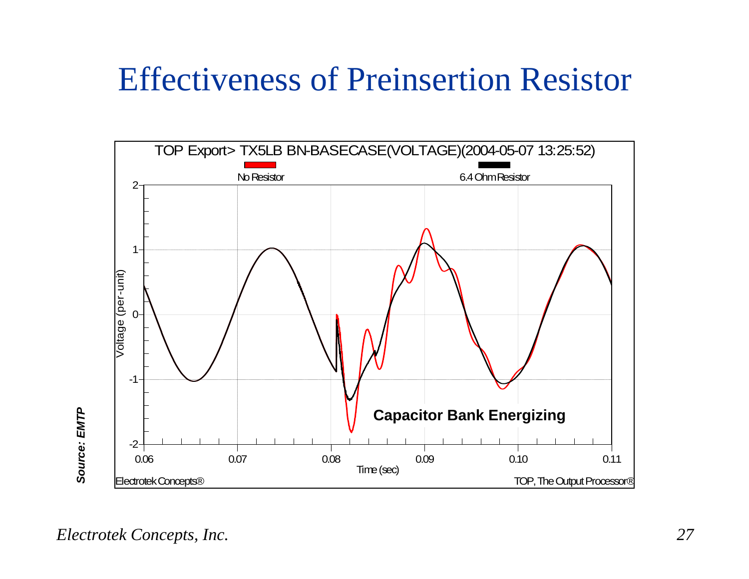# Effectiveness of Preinsertion Resistor

TOP Export> TX5LB BN-BASECASE(VOLTAGE)(2004-05-07 13:25:52)

No Resistor

6.4 Ohm Resistor

Voltage (per-unit)

Time (sec)

**Capacitor Bank Energizing**

Electrotek Concepts®

TOP, The Output Processor®

***Source: EMTP***

*Electrotek Concepts, Inc.*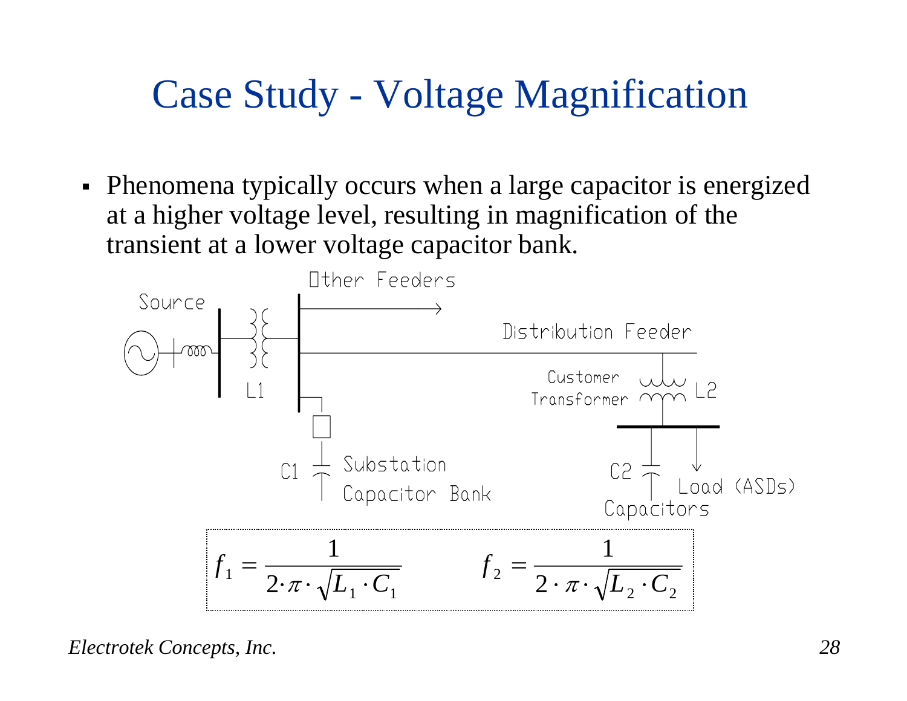# Case Study - Voltage Magnification

- Phenomena typically occurs when a large capacitor is energized at a higher voltage level, resulting in magnification of the transient at a lower voltage capacitor bank.

Other Feeders

Source

Distribution Feeder

L1

Customer Transformer

L2

C1

Substation Capacitor Bank

C2

Capacitors

Load (ASDs)

$$f_1 = \frac{1}{2 \cdot \pi \cdot \sqrt{L_1 \cdot C_1}} \qquad f_2 = \frac{1}{2 \cdot \pi \cdot \sqrt{L_2 \cdot C_2}}$$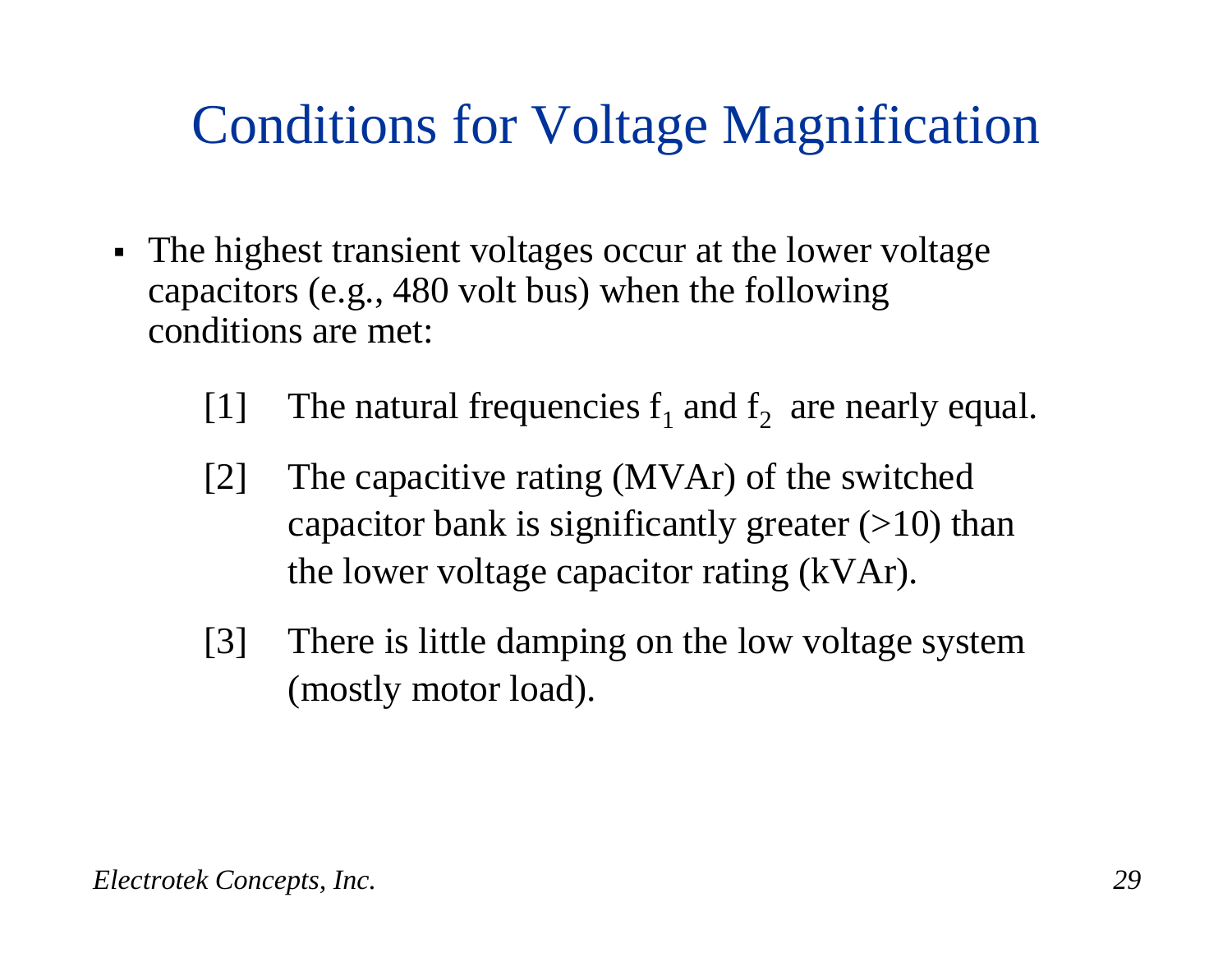# Conditions for Voltage Magnification

- The highest transient voltages occur at the lower voltage capacitors (e.g., 480 volt bus) when the following conditions are met:

  [1] The natural frequencies $f_1$ and $f_2$ are nearly equal.

  [2] The capacitive rating (MVAr) of the switched capacitor bank is significantly greater (>10) than the lower voltage capacitor rating (kVAr).

  [3] There is little damping on the low voltage system (mostly motor load).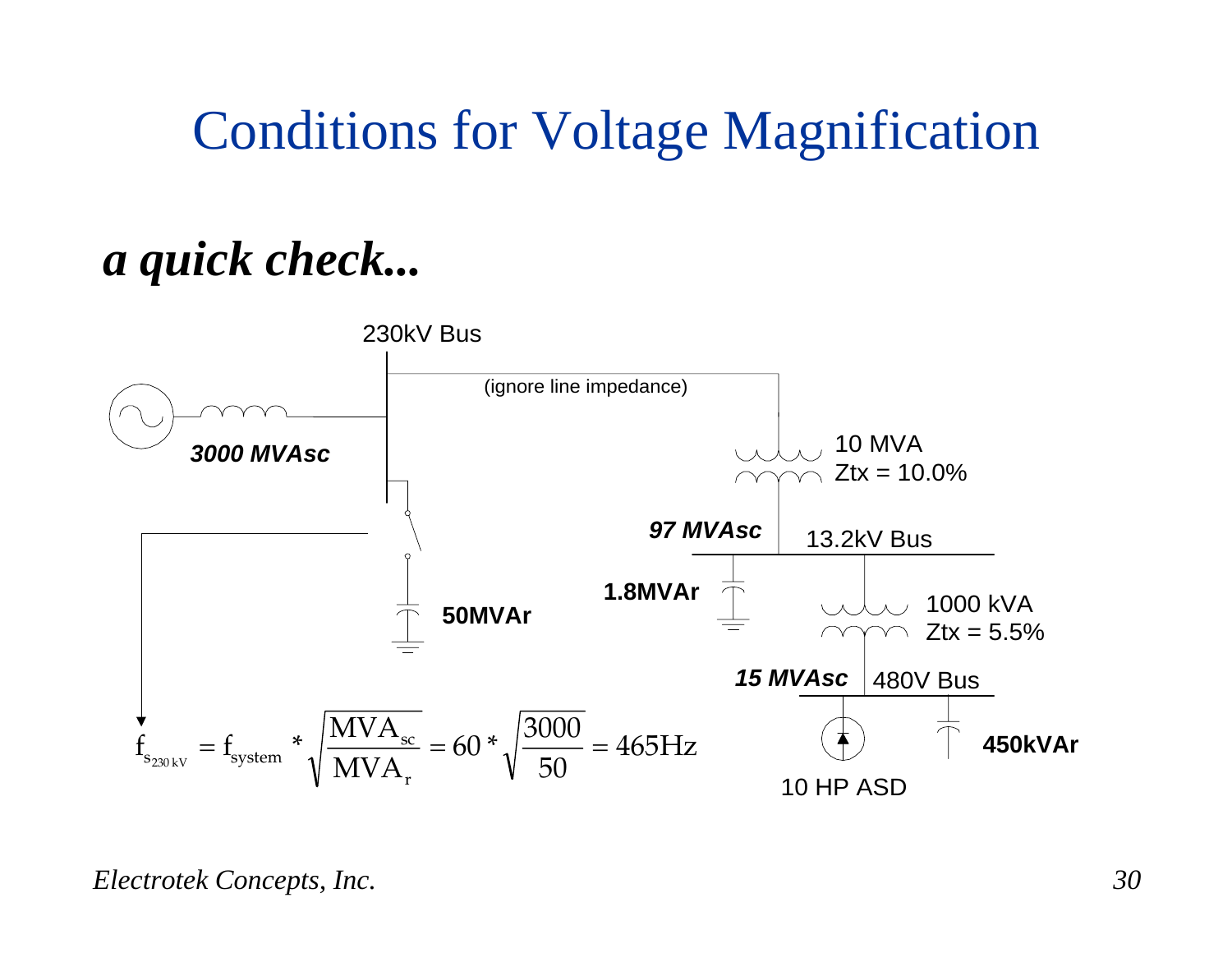# Conditions for Voltage Magnification

## *a quick check...*

230kV Bus

(ignore line impedance)

***3000 MVAsc***

10 MVA
Ztx = 10.0%

***97 MVAsc*** 13.2kV Bus

**1.8MVAr**

**50MVAr**

1000 kVA
Ztx = 5.5%

***15 MVAsc*** 480V Bus

**450kVAr**

10 HP ASD

$$f_{s_{230\,kV}} = f_{system} * \sqrt{\frac{MVA_{sc}}{MVA_{r}}} = 60 * \sqrt{\frac{3000}{50}} = 465\text{Hz}$$

*Electrotek Concepts, Inc.*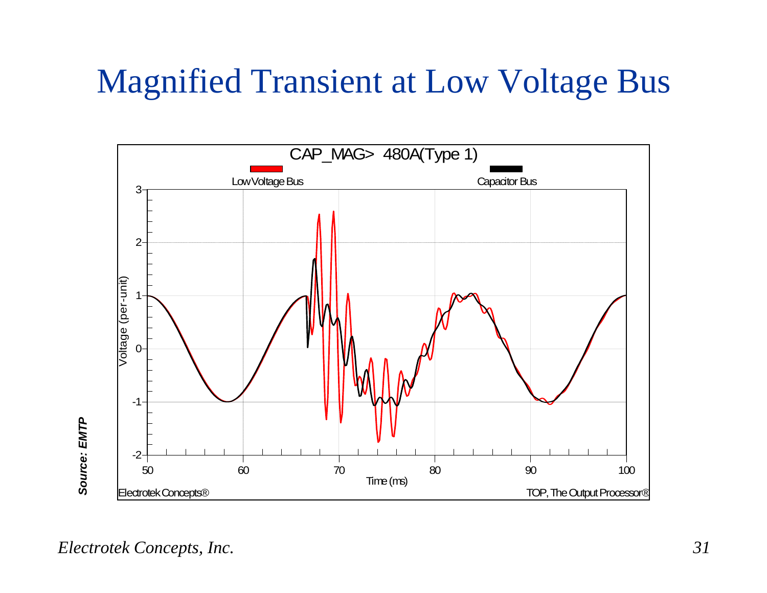# Magnified Transient at Low Voltage Bus

CAP_MAG> 480A(Type 1)

Low Voltage Bus — Capacitor Bus

Voltage (per-unit)

Time (ms)

Electrotek Concepts®

TOP, The Output Processor®

*Source: EMTP*

*Electrotek Concepts, Inc.*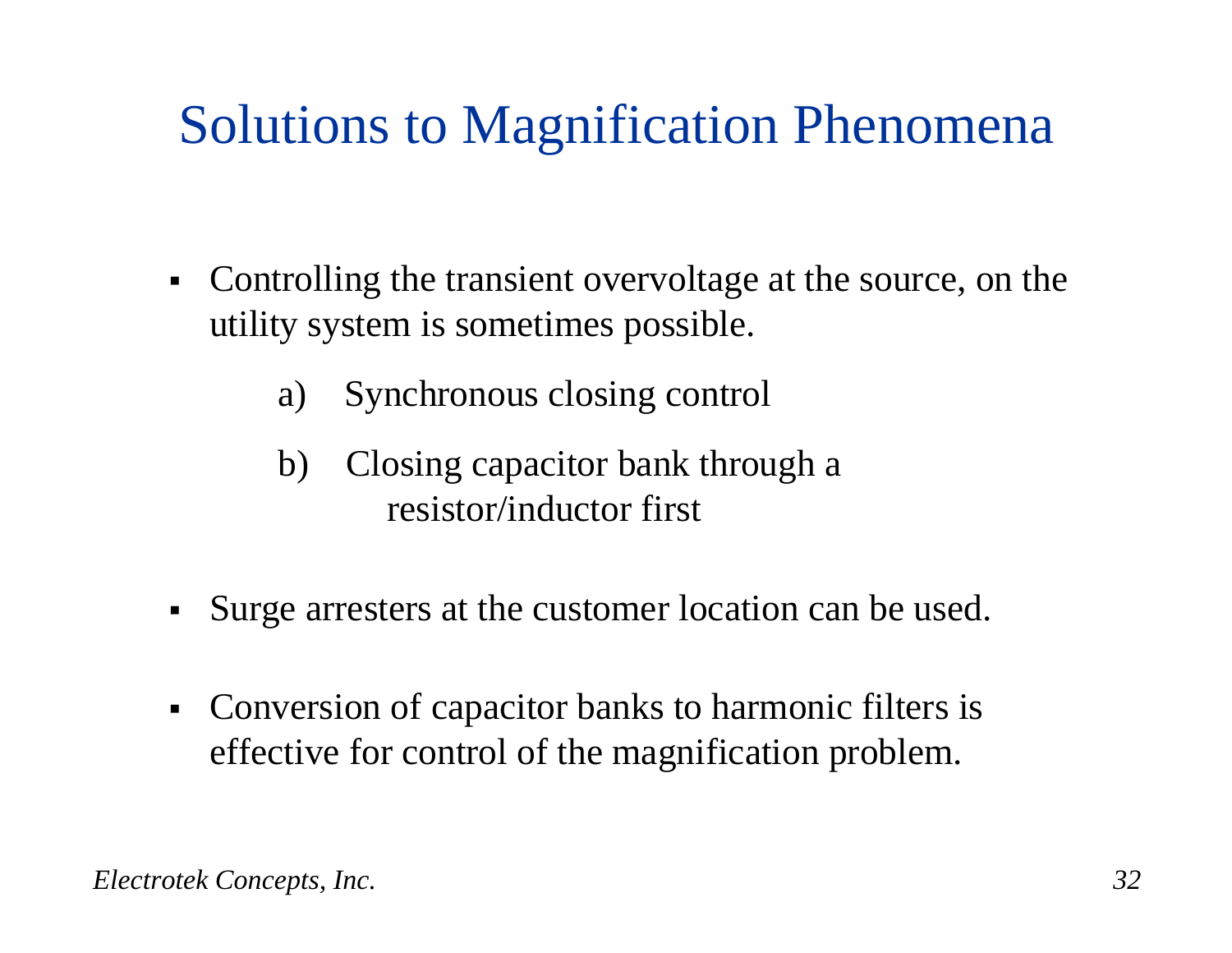# Solutions to Magnification Phenomena

- Controlling the transient overvoltage at the source, on the utility system is sometimes possible.
  - a) Synchronous closing control
  - b) Closing capacitor bank through a resistor/inductor first
- Surge arresters at the customer location can be used.
- Conversion of capacitor banks to harmonic filters is effective for control of the magnification problem.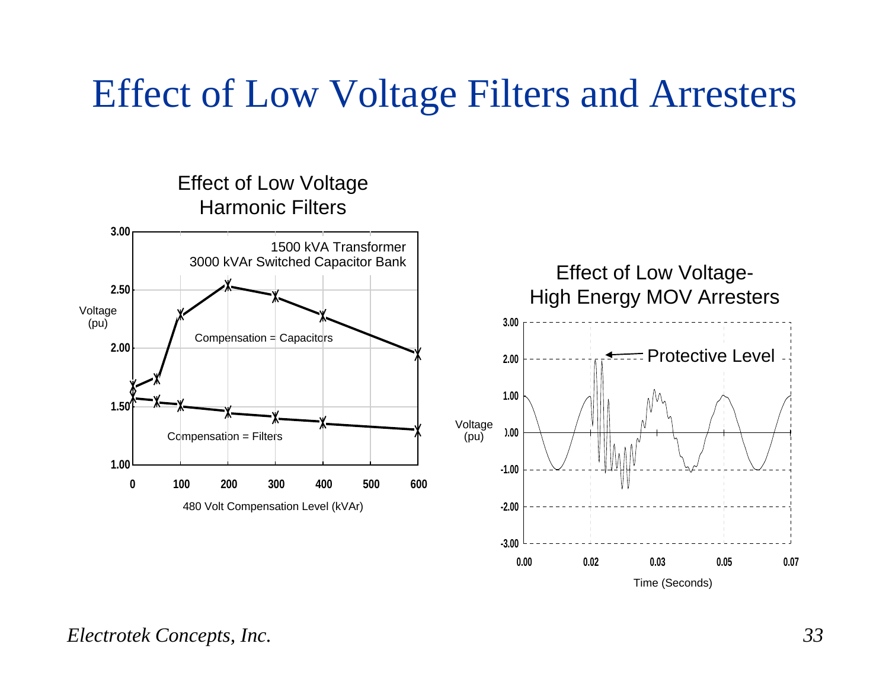# Effect of Low Voltage Filters and Arresters

Effect of Low Voltage Harmonic Filters

1500 kVA Transformer
3000 kVAr Switched Capacitor Bank

Voltage (pu)

Compensation = Capacitors

Compensation = Filters

480 Volt Compensation Level (kVAr)

Effect of Low Voltage-High Energy MOV Arresters

Protective Level

Voltage (pu)

Time (Seconds)

*Electrotek Concepts, Inc.*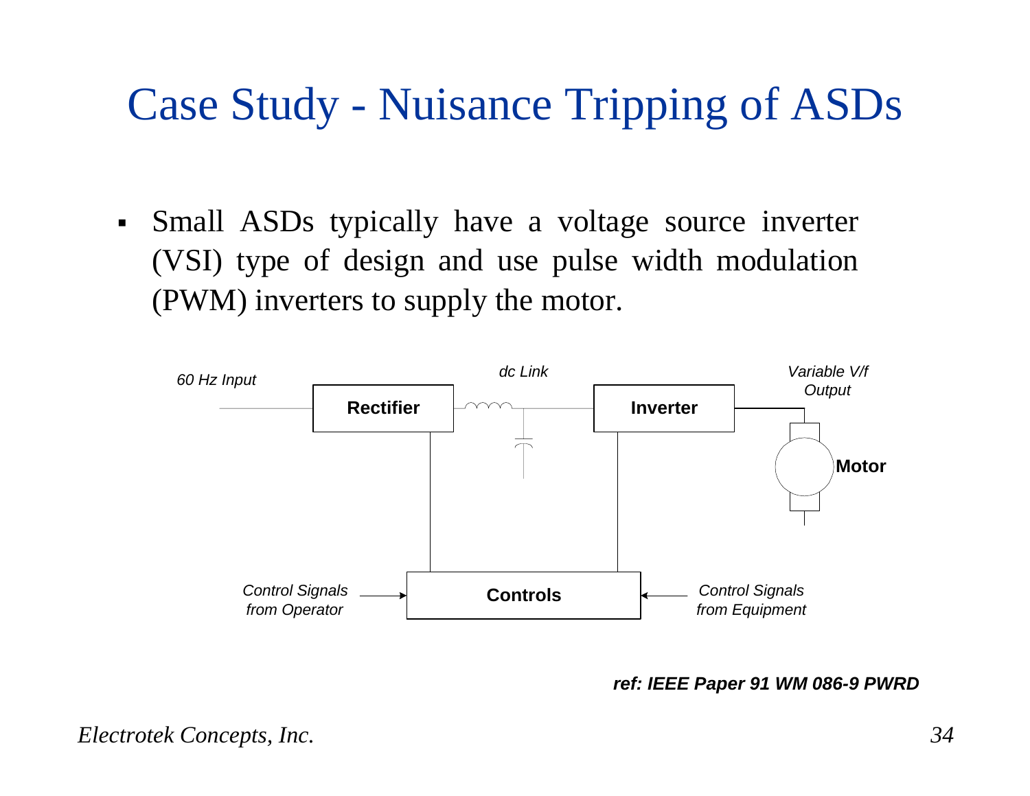# Case Study - Nuisance Tripping of ASDs

- Small ASDs typically have a voltage source inverter (VSI) type of design and use pulse width modulation (PWM) inverters to supply the motor.

60 Hz Input

Rectifier

dc Link

Inverter

Variable V/f Output

Motor

Control Signals from Operator

Controls

Control Signals from Equipment

***ref: IEEE Paper 91 WM 086-9 PWRD***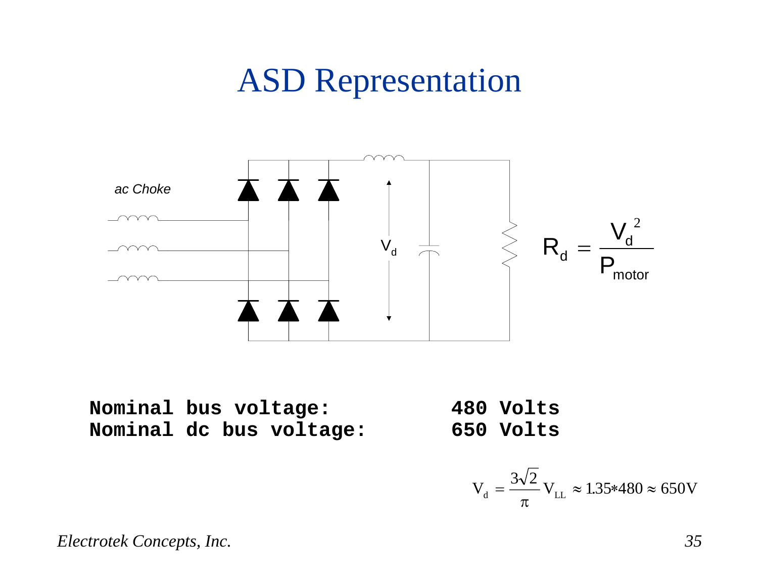# ASD Representation

*ac Choke*

$V_d$

$$R_d = \frac{V_d^2}{P_{motor}}$$

**Nominal bus voltage: 480 Volts**
**Nominal dc bus voltage: 650 Volts**

$$V_d = \frac{3\sqrt{2}}{\pi} V_{LL} \approx 1.35 * 480 \approx 650\text{V}$$

*Electrotek Concepts, Inc.*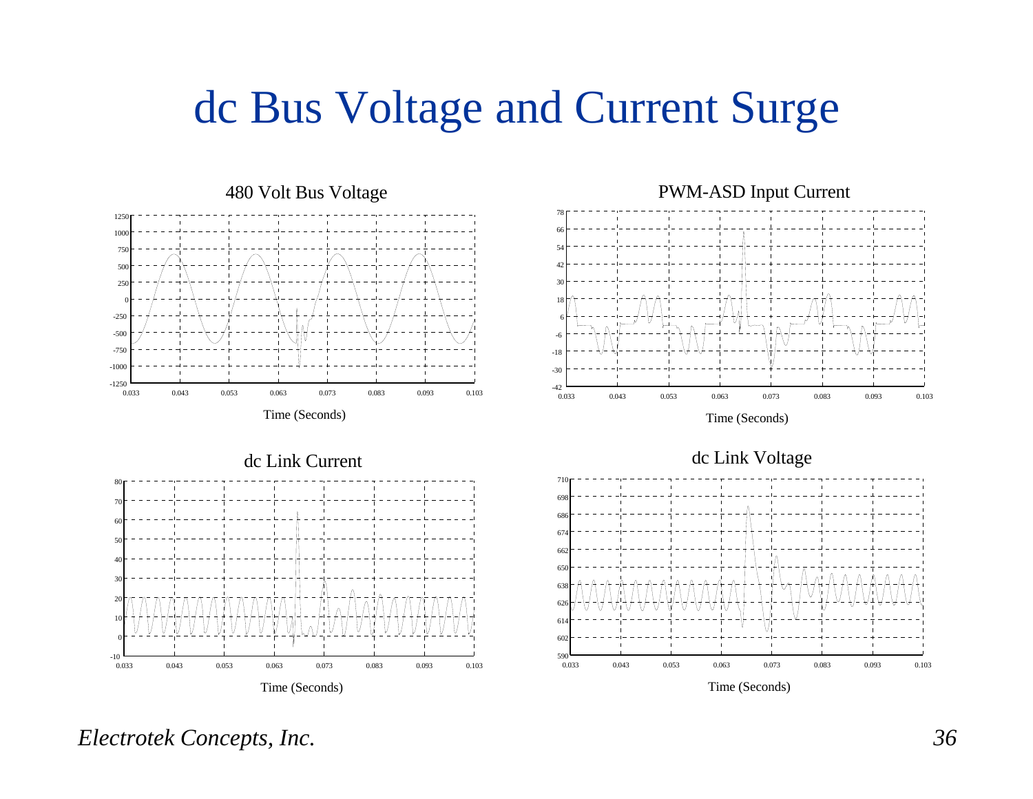# dc Bus Voltage and Current Surge

480 Volt Bus Voltage

PWM-ASD Input Current

dc Link Current

dc Link Voltage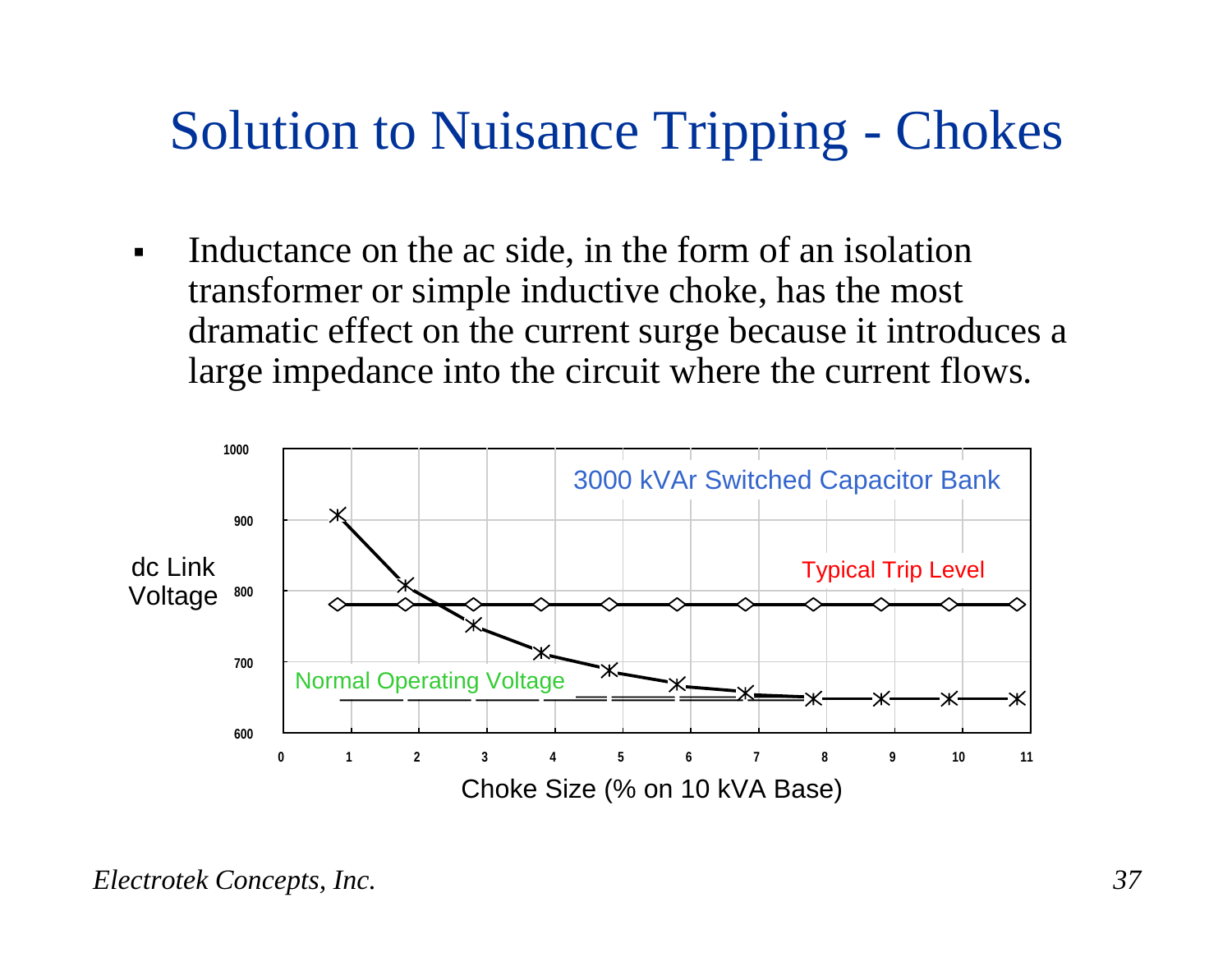# Solution to Nuisance Tripping - Chokes

- Inductance on the ac side, in the form of an isolation transformer or simple inductive choke, has the most dramatic effect on the current surge because it introduces a large impedance into the circuit where the current flows.

3000 kVAr Switched Capacitor Bank

dc Link Voltage

Typical Trip Level

Normal Operating Voltage

Choke Size (% on 10 kVA Base)

*Electrotek Concepts, Inc.*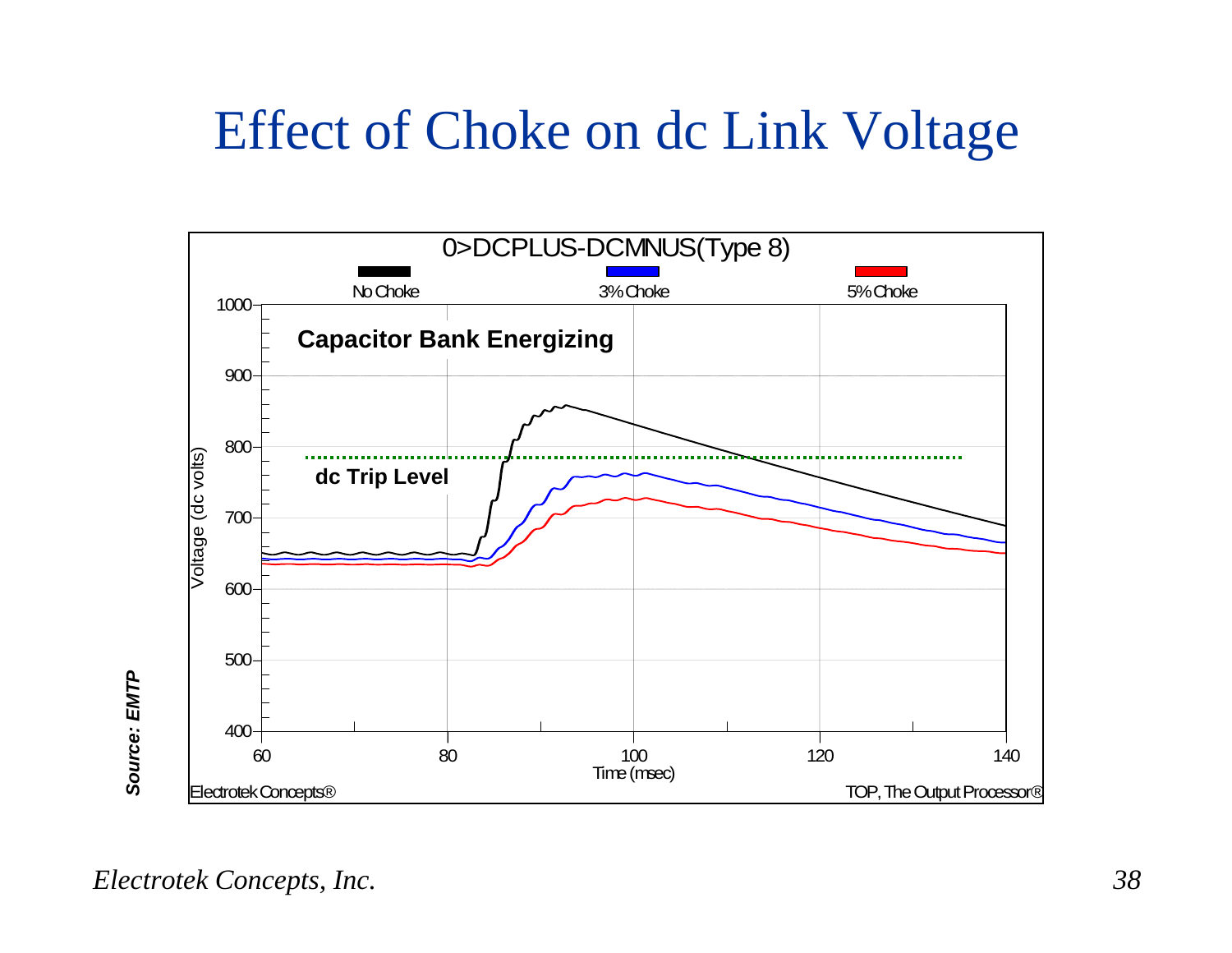# Effect of Choke on dc Link Voltage

0>DCPLUS-DCMNUS(Type 8)

No Choke | 3% Choke | 5% Choke

Capacitor Bank Energizing

dc Trip Level

Voltage (dc volts)

Time (msec)

Electrotek Concepts®

TOP, The Output Processor®

***Source: EMTP***

*Electrotek Concepts, Inc.*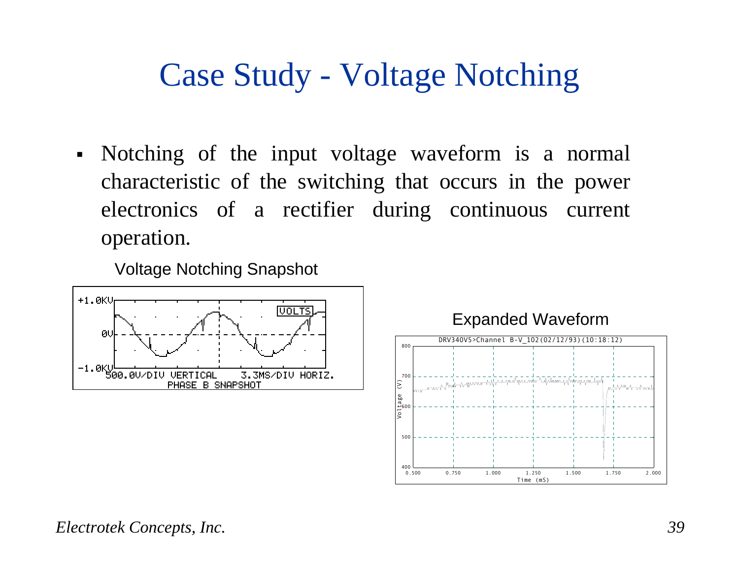# Case Study - Voltage Notching

- Notching of the input voltage waveform is a normal characteristic of the switching that occurs in the power electronics of a rectifier during continuous current operation.

Voltage Notching Snapshot

Expanded Waveform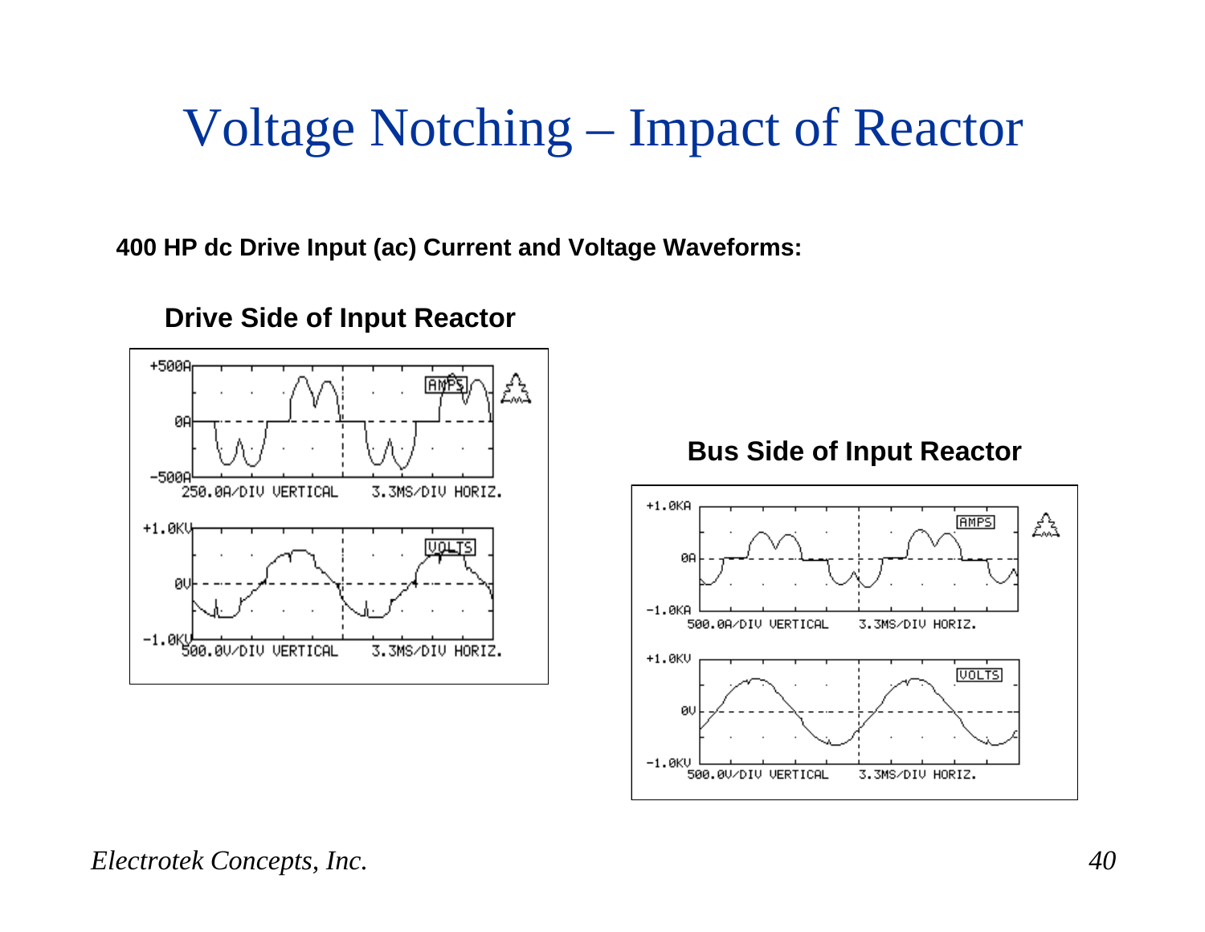# Voltage Notching – Impact of Reactor

**400 HP dc Drive Input (ac) Current and Voltage Waveforms:**

**Drive Side of Input Reactor**

**Bus Side of Input Reactor**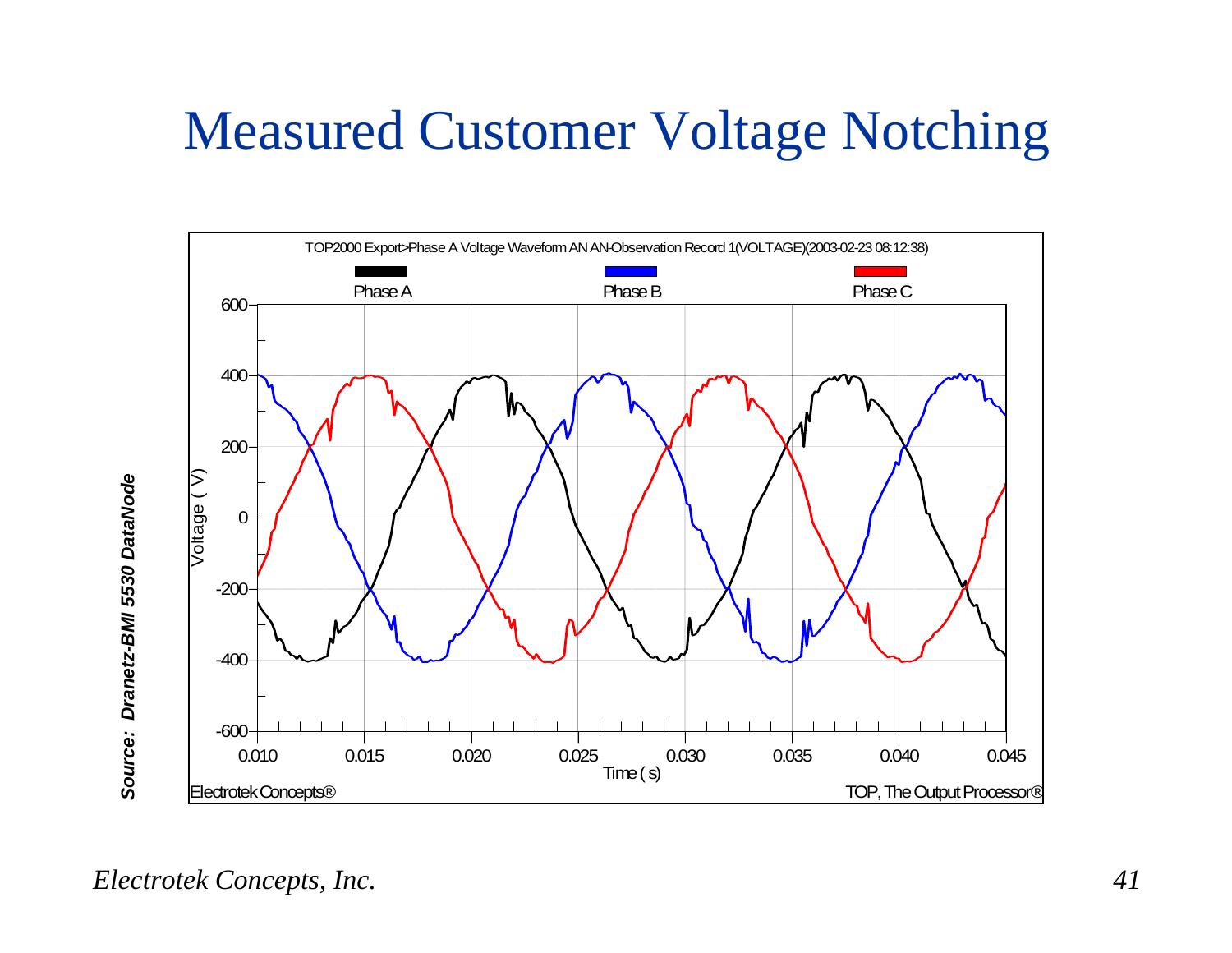# Measured Customer Voltage Notching

TOP2000 Export>Phase A Voltage Waveform AN AN-Observation Record 1(VOLTAGE)(2003-02-23 08:12:38)

Phase A | Phase B | Phase C

Voltage ( V )

Time ( s )

Electrotek Concepts® | TOP, The Output Processor®

*Source: Dranetz-BMI 5530 DataNode*

*Electrotek Concepts, Inc.*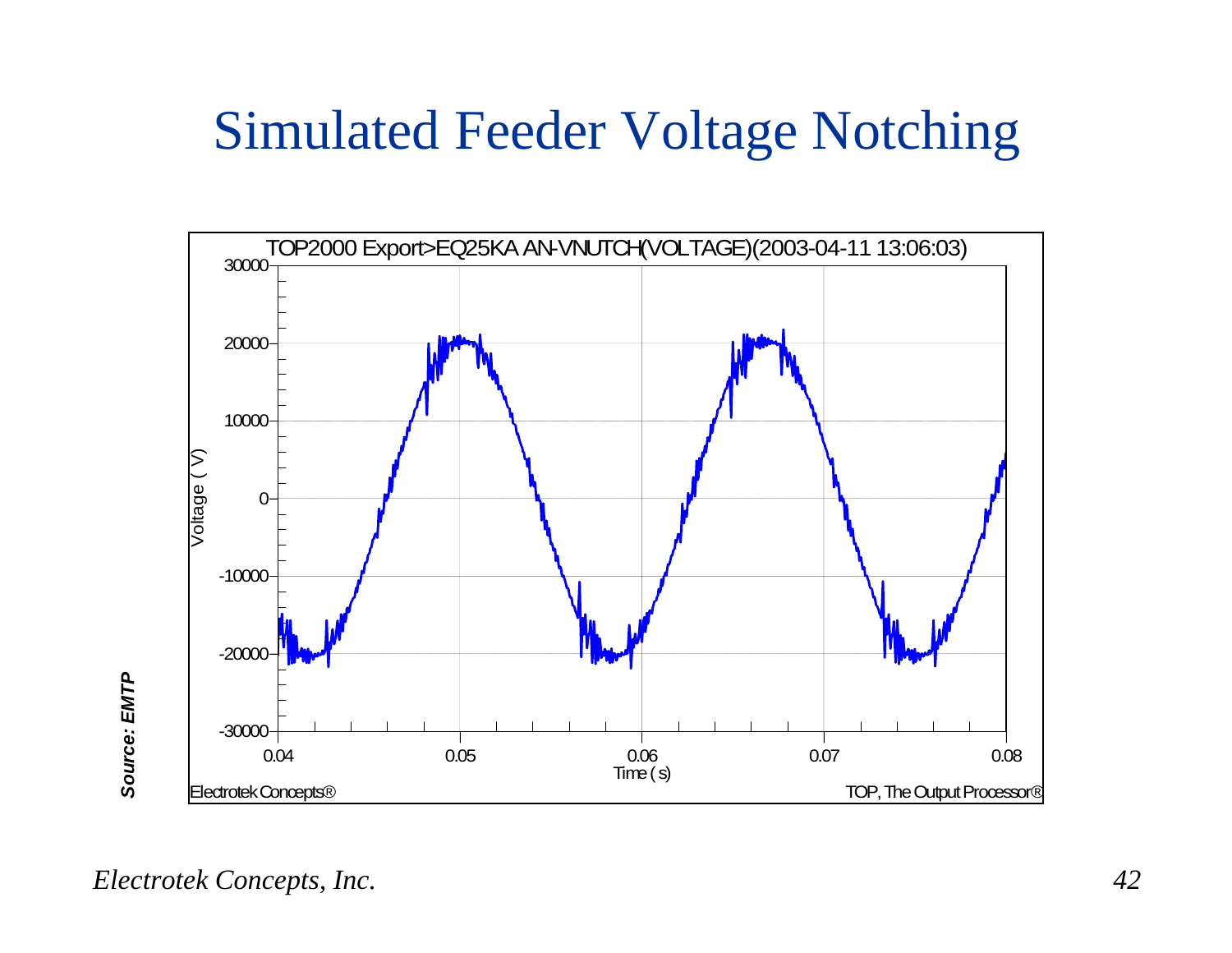# Simulated Feeder Voltage Notching

TOP2000 Export>EQ25KA AN-VNUTCH(VOLTAGE)(2003-04-11 13:06:03)

Voltage ( V )

30000
20000
10000
0
-10000
-20000
-30000

0.04
0.05
0.06
0.07
0.08

Time ( s )

Electrotek Concepts®

TOP, The Output Processor®

***Source: EMTP***

*Electrotek Concepts, Inc.*